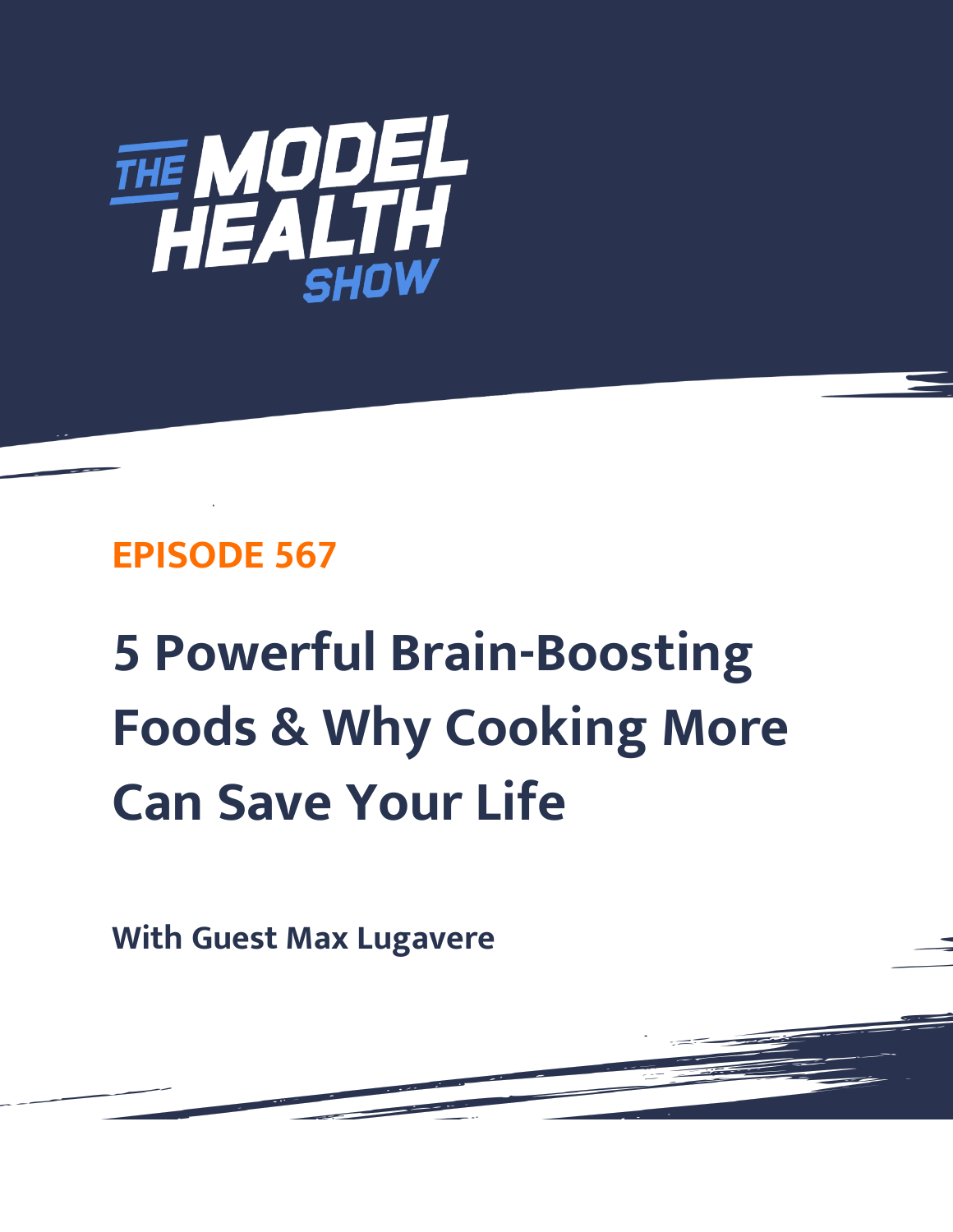THE MODEL HEALTH SHOW

**EPISODE 567**

# 5 Powerful Brain-Boosting Foods & Why Cooking More Can Save Your Life

**With Guest Max Lugavere**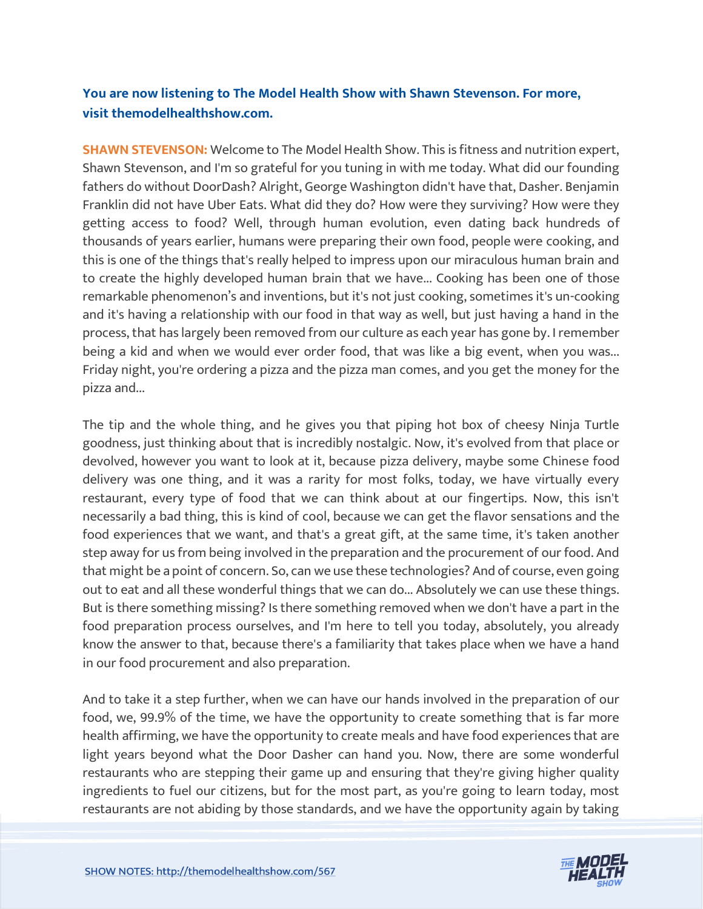**You are now listening to The Model Health Show with Shawn Stevenson. For more, visit themodelhealthshow.com.**

**SHAWN STEVENSON:** Welcome to The Model Health Show. This is fitness and nutrition expert, Shawn Stevenson, and I'm so grateful for you tuning in with me today. What did our founding fathers do without DoorDash? Alright, George Washington didn't have that, Dasher. Benjamin Franklin did not have Uber Eats. What did they do? How were they surviving? How were they getting access to food? Well, through human evolution, even dating back hundreds of thousands of years earlier, humans were preparing their own food, people were cooking, and this is one of the things that's really helped to impress upon our miraculous human brain and to create the highly developed human brain that we have... Cooking has been one of those remarkable phenomenon's and inventions, but it's not just cooking, sometimes it's un-cooking and it's having a relationship with our food in that way as well, but just having a hand in the process, that has largely been removed from our culture as each year has gone by. I remember being a kid and when we would ever order food, that was like a big event, when you was... Friday night, you're ordering a pizza and the pizza man comes, and you get the money for the pizza and...

The tip and the whole thing, and he gives you that piping hot box of cheesy Ninja Turtle goodness, just thinking about that is incredibly nostalgic. Now, it's evolved from that place or devolved, however you want to look at it, because pizza delivery, maybe some Chinese food delivery was one thing, and it was a rarity for most folks, today, we have virtually every restaurant, every type of food that we can think about at our fingertips. Now, this isn't necessarily a bad thing, this is kind of cool, because we can get the flavor sensations and the food experiences that we want, and that's a great gift, at the same time, it's taken another step away for us from being involved in the preparation and the procurement of our food. And that might be a point of concern. So, can we use these technologies? And of course, even going out to eat and all these wonderful things that we can do... Absolutely we can use these things. But is there something missing? Is there something removed when we don't have a part in the food preparation process ourselves, and I'm here to tell you today, absolutely, you already know the answer to that, because there's a familiarity that takes place when we have a hand in our food procurement and also preparation.

And to take it a step further, when we can have our hands involved in the preparation of our food, we, 99.9% of the time, we have the opportunity to create something that is far more health affirming, we have the opportunity to create meals and have food experiences that are light years beyond what the Door Dasher can hand you. Now, there are some wonderful restaurants who are stepping their game up and ensuring that they're giving higher quality ingredients to fuel our citizens, but for the most part, as you're going to learn today, most restaurants are not abiding by those standards, and we have the opportunity again by taking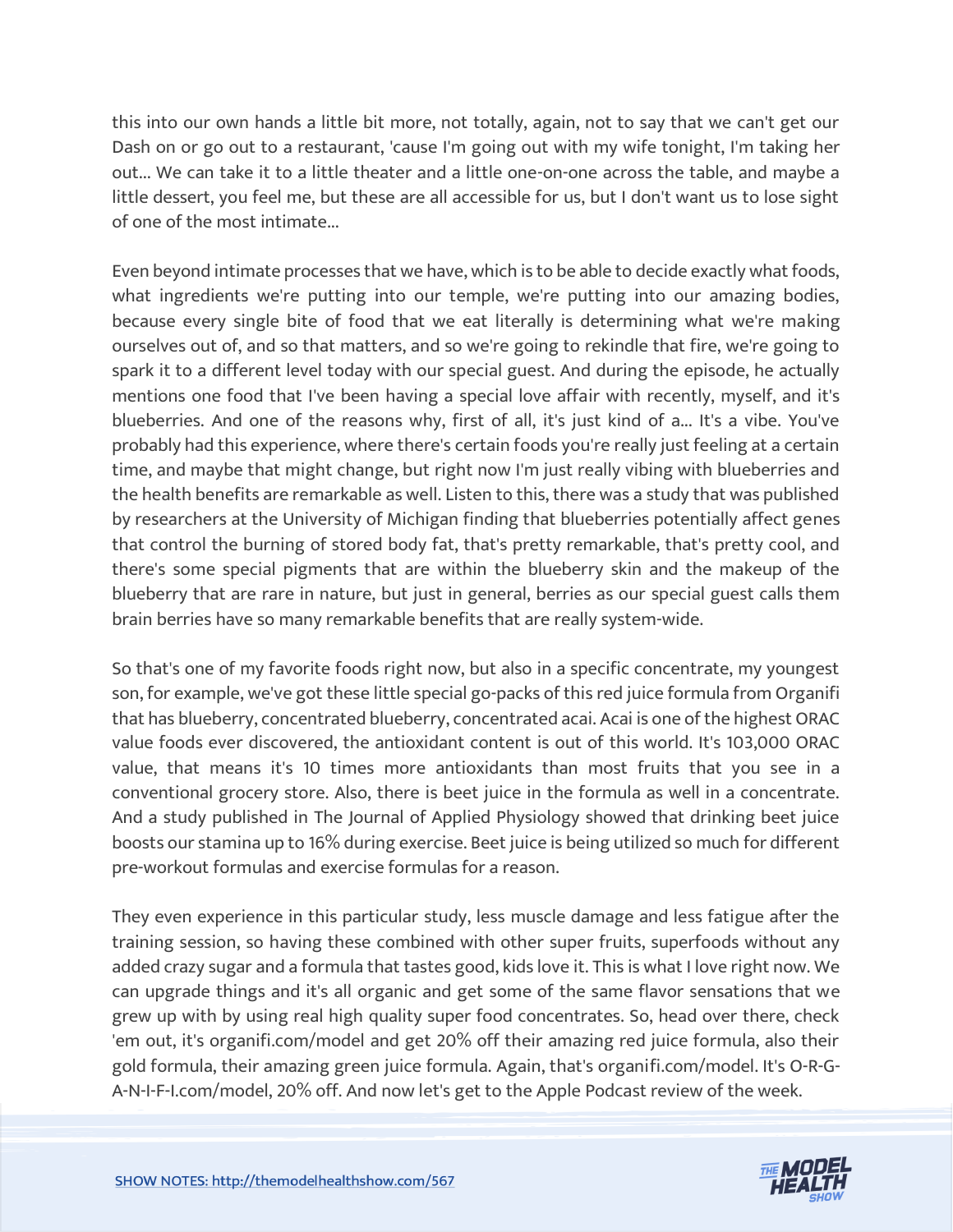this into our own hands a little bit more, not totally, again, not to say that we can't get our Dash on or go out to a restaurant, 'cause I'm going out with my wife tonight, I'm taking her out... We can take it to a little theater and a little one-on-one across the table, and maybe a little dessert, you feel me, but these are all accessible for us, but I don't want us to lose sight of one of the most intimate...

Even beyond intimate processes that we have, which is to be able to decide exactly what foods, what ingredients we're putting into our temple, we're putting into our amazing bodies, because every single bite of food that we eat literally is determining what we're making ourselves out of, and so that matters, and so we're going to rekindle that fire, we're going to spark it to a different level today with our special guest. And during the episode, he actually mentions one food that I've been having a special love affair with recently, myself, and it's blueberries. And one of the reasons why, first of all, it's just kind of a... It's a vibe. You've probably had this experience, where there's certain foods you're really just feeling at a certain time, and maybe that might change, but right now I'm just really vibing with blueberries and the health benefits are remarkable as well. Listen to this, there was a study that was published by researchers at the University of Michigan finding that blueberries potentially affect genes that control the burning of stored body fat, that's pretty remarkable, that's pretty cool, and there's some special pigments that are within the blueberry skin and the makeup of the blueberry that are rare in nature, but just in general, berries as our special guest calls them brain berries have so many remarkable benefits that are really system-wide.

So that's one of my favorite foods right now, but also in a specific concentrate, my youngest son, for example, we've got these little special go-packs of this red juice formula from Organifi that has blueberry, concentrated blueberry, concentrated acai. Acai is one of the highest ORAC value foods ever discovered, the antioxidant content is out of this world. It's 103,000 ORAC value, that means it's 10 times more antioxidants than most fruits that you see in a conventional grocery store. Also, there is beet juice in the formula as well in a concentrate. And a study published in The Journal of Applied Physiology showed that drinking beet juice boosts our stamina up to 16% during exercise. Beet juice is being utilized so much for different pre-workout formulas and exercise formulas for a reason.

They even experience in this particular study, less muscle damage and less fatigue after the training session, so having these combined with other super fruits, superfoods without any added crazy sugar and a formula that tastes good, kids love it. This is what I love right now. We can upgrade things and it's all organic and get some of the same flavor sensations that we grew up with by using real high quality super food concentrates. So, head over there, check 'em out, it's organifi.com/model and get 20% off their amazing red juice formula, also their gold formula, their amazing green juice formula. Again, that's organifi.com/model. It's O-R-G-A-N-I-F-I.com/model, 20% off. And now let's get to the Apple Podcast review of the week.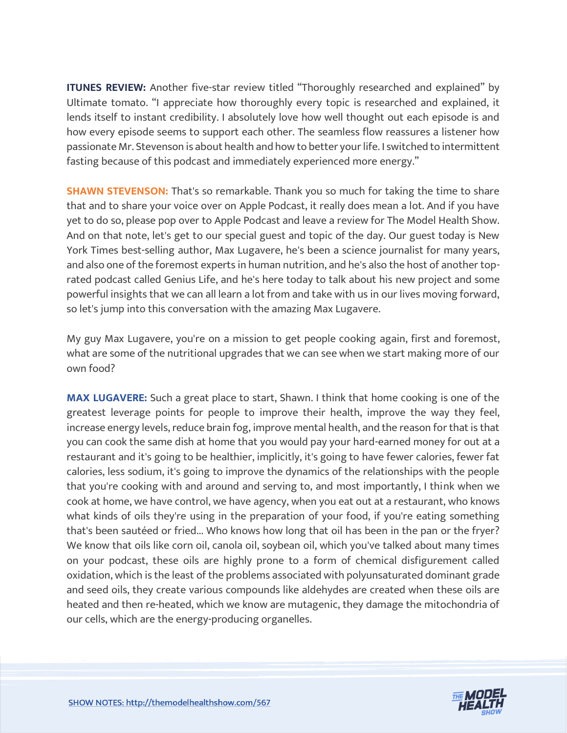**ITUNES REVIEW:** Another five-star review titled "Thoroughly researched and explained" by Ultimate tomato. "I appreciate how thoroughly every topic is researched and explained, it lends itself to instant credibility. I absolutely love how well thought out each episode is and how every episode seems to support each other. The seamless flow reassures a listener how passionate Mr. Stevenson is about health and how to better your life. I switched to intermittent fasting because of this podcast and immediately experienced more energy."

**SHAWN STEVENSON:** That's so remarkable. Thank you so much for taking the time to share that and to share your voice over on Apple Podcast, it really does mean a lot. And if you have yet to do so, please pop over to Apple Podcast and leave a review for The Model Health Show. And on that note, let's get to our special guest and topic of the day. Our guest today is New York Times best-selling author, Max Lugavere, he's been a science journalist for many years, and also one of the foremost experts in human nutrition, and he's also the host of another top-rated podcast called Genius Life, and he's here today to talk about his new project and some powerful insights that we can all learn a lot from and take with us in our lives moving forward, so let's jump into this conversation with the amazing Max Lugavere.

My guy Max Lugavere, you're on a mission to get people cooking again, first and foremost, what are some of the nutritional upgrades that we can see when we start making more of our own food?

**MAX LUGAVERE:** Such a great place to start, Shawn. I think that home cooking is one of the greatest leverage points for people to improve their health, improve the way they feel, increase energy levels, reduce brain fog, improve mental health, and the reason for that is that you can cook the same dish at home that you would pay your hard-earned money for out at a restaurant and it's going to be healthier, implicitly, it's going to have fewer calories, fewer fat calories, less sodium, it's going to improve the dynamics of the relationships with the people that you're cooking with and around and serving to, and most importantly, I think when we cook at home, we have control, we have agency, when you eat out at a restaurant, who knows what kinds of oils they're using in the preparation of your food, if you're eating something that's been sautéed or fried... Who knows how long that oil has been in the pan or the fryer? We know that oils like corn oil, canola oil, soybean oil, which you've talked about many times on your podcast, these oils are highly prone to a form of chemical disfigurement called oxidation, which is the least of the problems associated with polyunsaturated dominant grade and seed oils, they create various compounds like aldehydes are created when these oils are heated and then re-heated, which we know are mutagenic, they damage the mitochondria of our cells, which are the energy-producing organelles.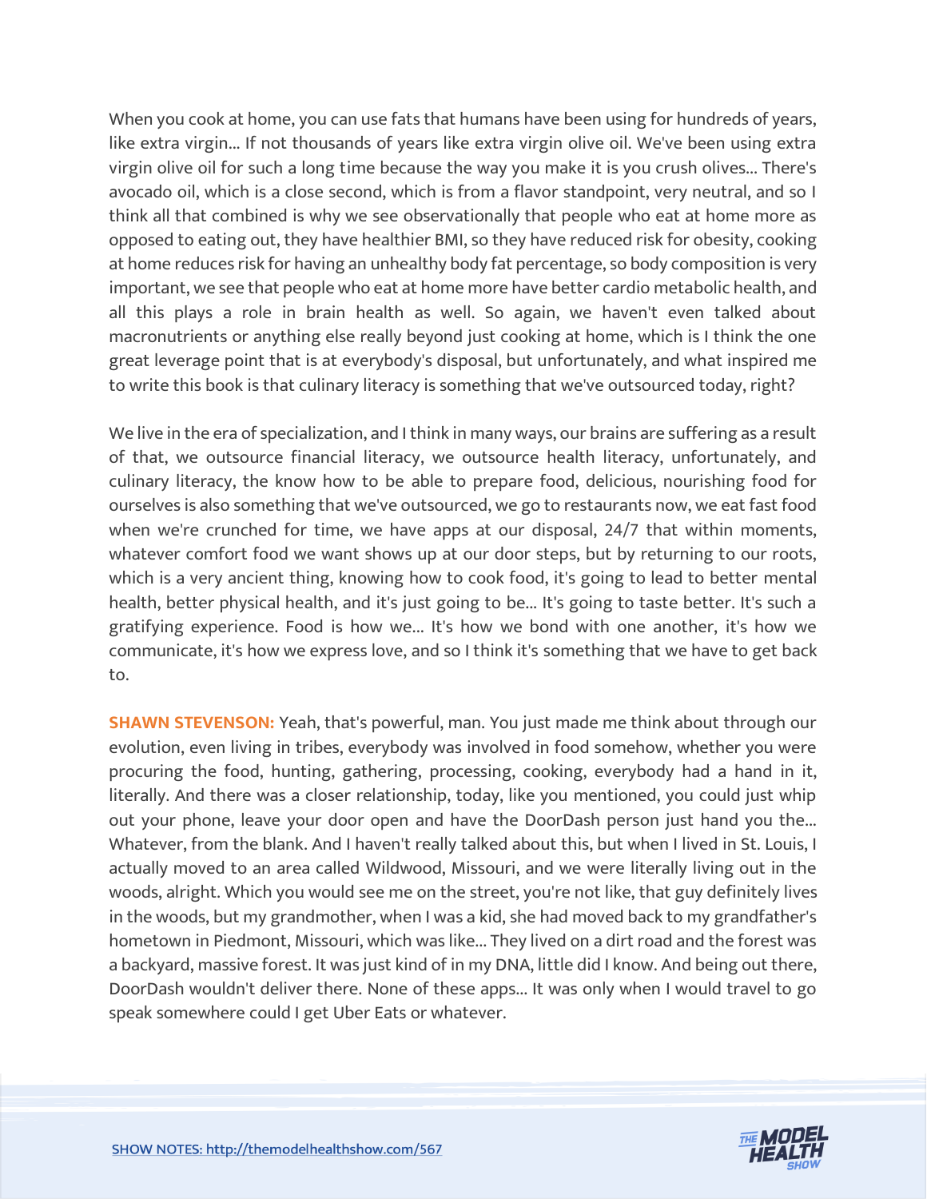When you cook at home, you can use fats that humans have been using for hundreds of years, like extra virgin... If not thousands of years like extra virgin olive oil. We've been using extra virgin olive oil for such a long time because the way you make it is you crush olives... There's avocado oil, which is a close second, which is from a flavor standpoint, very neutral, and so I think all that combined is why we see observationally that people who eat at home more as opposed to eating out, they have healthier BMI, so they have reduced risk for obesity, cooking at home reduces risk for having an unhealthy body fat percentage, so body composition is very important, we see that people who eat at home more have better cardio metabolic health, and all this plays a role in brain health as well. So again, we haven't even talked about macronutrients or anything else really beyond just cooking at home, which is I think the one great leverage point that is at everybody's disposal, but unfortunately, and what inspired me to write this book is that culinary literacy is something that we've outsourced today, right?

We live in the era of specialization, and I think in many ways, our brains are suffering as a result of that, we outsource financial literacy, we outsource health literacy, unfortunately, and culinary literacy, the know how to be able to prepare food, delicious, nourishing food for ourselves is also something that we've outsourced, we go to restaurants now, we eat fast food when we're crunched for time, we have apps at our disposal, 24/7 that within moments, whatever comfort food we want shows up at our door steps, but by returning to our roots, which is a very ancient thing, knowing how to cook food, it's going to lead to better mental health, better physical health, and it's just going to be... It's going to taste better. It's such a gratifying experience. Food is how we... It's how we bond with one another, it's how we communicate, it's how we express love, and so I think it's something that we have to get back to.

**SHAWN STEVENSON:** Yeah, that's powerful, man. You just made me think about through our evolution, even living in tribes, everybody was involved in food somehow, whether you were procuring the food, hunting, gathering, processing, cooking, everybody had a hand in it, literally. And there was a closer relationship, today, like you mentioned, you could just whip out your phone, leave your door open and have the DoorDash person just hand you the... Whatever, from the blank. And I haven't really talked about this, but when I lived in St. Louis, I actually moved to an area called Wildwood, Missouri, and we were literally living out in the woods, alright. Which you would see me on the street, you're not like, that guy definitely lives in the woods, but my grandmother, when I was a kid, she had moved back to my grandfather's hometown in Piedmont, Missouri, which was like... They lived on a dirt road and the forest was a backyard, massive forest. It was just kind of in my DNA, little did I know. And being out there, DoorDash wouldn't deliver there. None of these apps... It was only when I would travel to go speak somewhere could I get Uber Eats or whatever.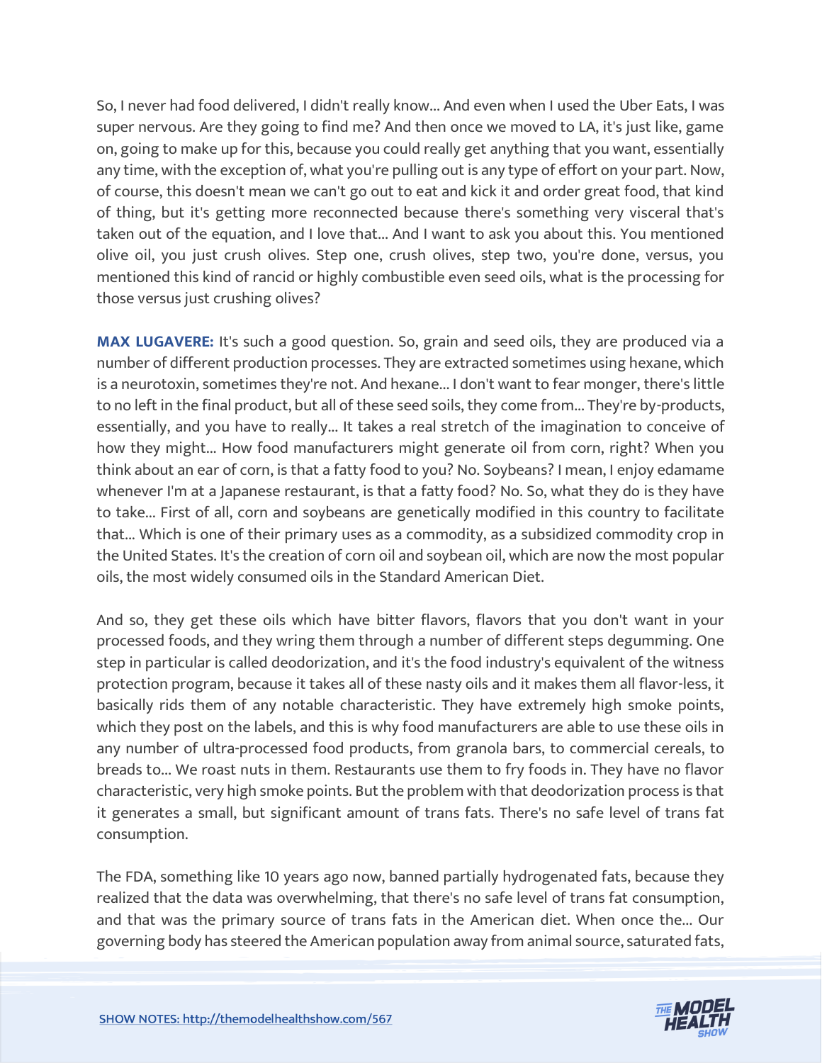So, I never had food delivered, I didn't really know... And even when I used the Uber Eats, I was super nervous. Are they going to find me? And then once we moved to LA, it's just like, game on, going to make up for this, because you could really get anything that you want, essentially any time, with the exception of, what you're pulling out is any type of effort on your part. Now, of course, this doesn't mean we can't go out to eat and kick it and order great food, that kind of thing, but it's getting more reconnected because there's something very visceral that's taken out of the equation, and I love that... And I want to ask you about this. You mentioned olive oil, you just crush olives. Step one, crush olives, step two, you're done, versus, you mentioned this kind of rancid or highly combustible even seed oils, what is the processing for those versus just crushing olives?

**MAX LUGAVERE:** It's such a good question. So, grain and seed oils, they are produced via a number of different production processes. They are extracted sometimes using hexane, which is a neurotoxin, sometimes they're not. And hexane... I don't want to fear monger, there's little to no left in the final product, but all of these seed soils, they come from... They're by-products, essentially, and you have to really... It takes a real stretch of the imagination to conceive of how they might... How food manufacturers might generate oil from corn, right? When you think about an ear of corn, is that a fatty food to you? No. Soybeans? I mean, I enjoy edamame whenever I'm at a Japanese restaurant, is that a fatty food? No. So, what they do is they have to take... First of all, corn and soybeans are genetically modified in this country to facilitate that... Which is one of their primary uses as a commodity, as a subsidized commodity crop in the United States. It's the creation of corn oil and soybean oil, which are now the most popular oils, the most widely consumed oils in the Standard American Diet.

And so, they get these oils which have bitter flavors, flavors that you don't want in your processed foods, and they wring them through a number of different steps degumming. One step in particular is called deodorization, and it's the food industry's equivalent of the witness protection program, because it takes all of these nasty oils and it makes them all flavor-less, it basically rids them of any notable characteristic. They have extremely high smoke points, which they post on the labels, and this is why food manufacturers are able to use these oils in any number of ultra-processed food products, from granola bars, to commercial cereals, to breads to... We roast nuts in them. Restaurants use them to fry foods in. They have no flavor characteristic, very high smoke points. But the problem with that deodorization process is that it generates a small, but significant amount of trans fats. There's no safe level of trans fat consumption.

The FDA, something like 10 years ago now, banned partially hydrogenated fats, because they realized that the data was overwhelming, that there's no safe level of trans fat consumption, and that was the primary source of trans fats in the American diet. When once the... Our governing body has steered the American population away from animal source, saturated fats,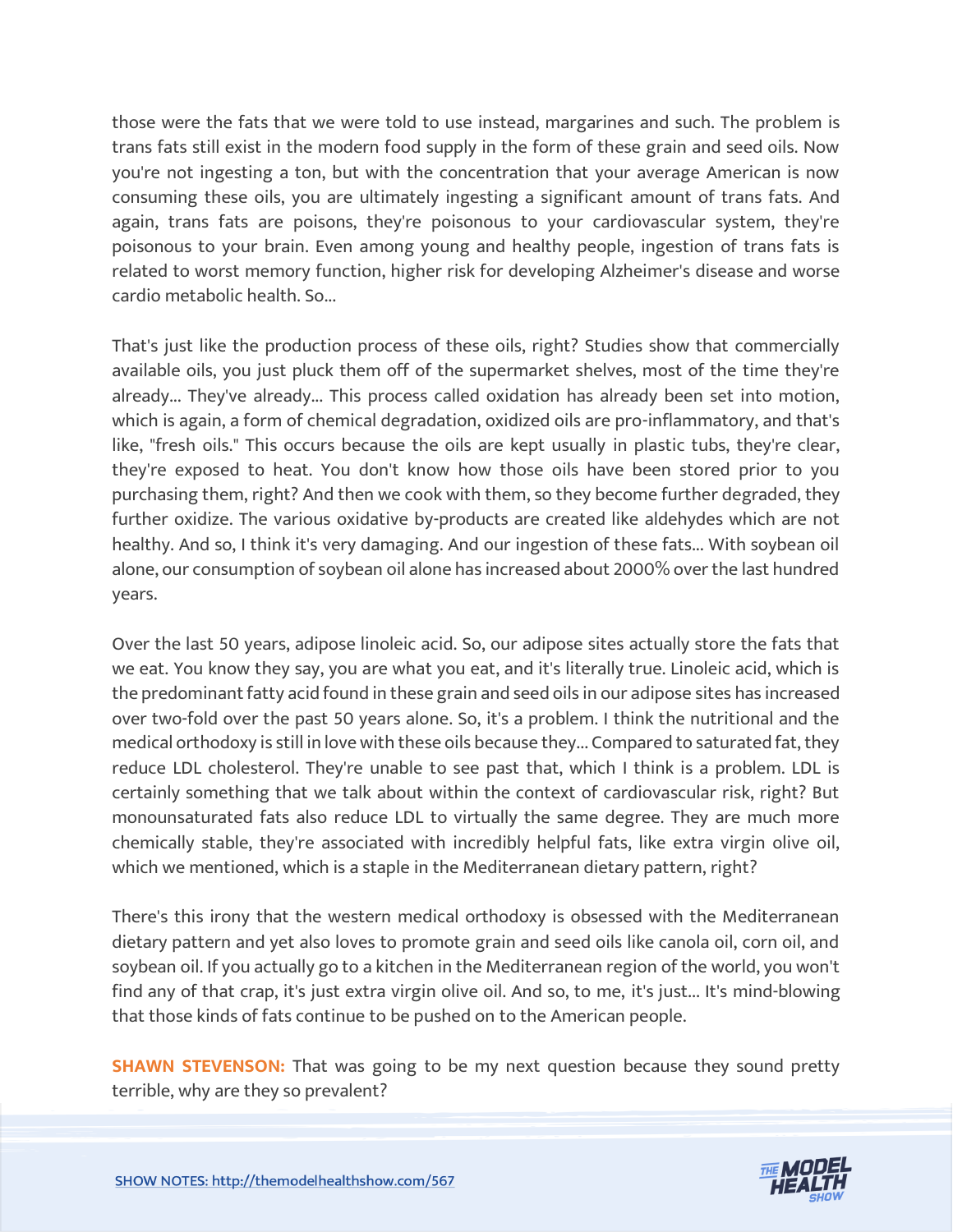those were the fats that we were told to use instead, margarines and such. The problem is trans fats still exist in the modern food supply in the form of these grain and seed oils. Now you're not ingesting a ton, but with the concentration that your average American is now consuming these oils, you are ultimately ingesting a significant amount of trans fats. And again, trans fats are poisons, they're poisonous to your cardiovascular system, they're poisonous to your brain. Even among young and healthy people, ingestion of trans fats is related to worst memory function, higher risk for developing Alzheimer's disease and worse cardio metabolic health. So...

That's just like the production process of these oils, right? Studies show that commercially available oils, you just pluck them off of the supermarket shelves, most of the time they're already... They've already... This process called oxidation has already been set into motion, which is again, a form of chemical degradation, oxidized oils are pro-inflammatory, and that's like, "fresh oils." This occurs because the oils are kept usually in plastic tubs, they're clear, they're exposed to heat. You don't know how those oils have been stored prior to you purchasing them, right? And then we cook with them, so they become further degraded, they further oxidize. The various oxidative by-products are created like aldehydes which are not healthy. And so, I think it's very damaging. And our ingestion of these fats... With soybean oil alone, our consumption of soybean oil alone has increased about 2000% over the last hundred years.

Over the last 50 years, adipose linoleic acid. So, our adipose sites actually store the fats that we eat. You know they say, you are what you eat, and it's literally true. Linoleic acid, which is the predominant fatty acid found in these grain and seed oils in our adipose sites has increased over two-fold over the past 50 years alone. So, it's a problem. I think the nutritional and the medical orthodoxy is still in love with these oils because they... Compared to saturated fat, they reduce LDL cholesterol. They're unable to see past that, which I think is a problem. LDL is certainly something that we talk about within the context of cardiovascular risk, right? But monounsaturated fats also reduce LDL to virtually the same degree. They are much more chemically stable, they're associated with incredibly helpful fats, like extra virgin olive oil, which we mentioned, which is a staple in the Mediterranean dietary pattern, right?

There's this irony that the western medical orthodoxy is obsessed with the Mediterranean dietary pattern and yet also loves to promote grain and seed oils like canola oil, corn oil, and soybean oil. If you actually go to a kitchen in the Mediterranean region of the world, you won't find any of that crap, it's just extra virgin olive oil. And so, to me, it's just... It's mind-blowing that those kinds of fats continue to be pushed on to the American people.

**SHAWN STEVENSON:** That was going to be my next question because they sound pretty terrible, why are they so prevalent?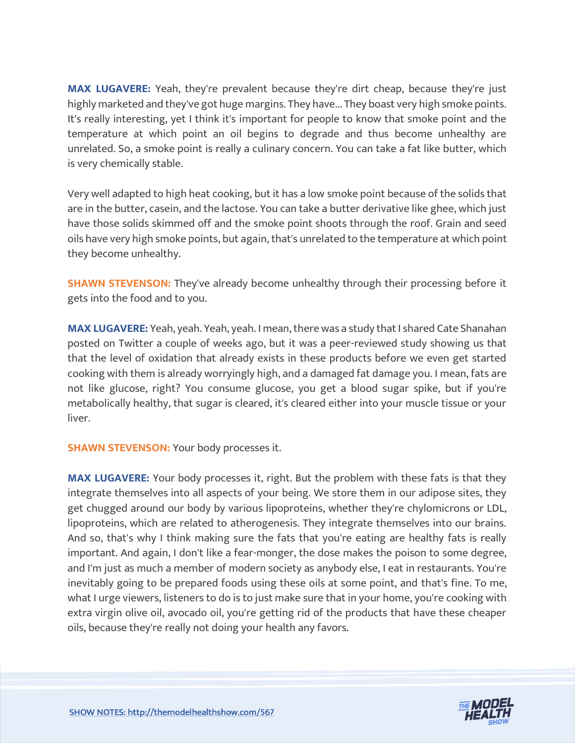**MAX LUGAVERE:** Yeah, they're prevalent because they're dirt cheap, because they're just highly marketed and they've got huge margins. They have... They boast very high smoke points. It's really interesting, yet I think it's important for people to know that smoke point and the temperature at which point an oil begins to degrade and thus become unhealthy are unrelated. So, a smoke point is really a culinary concern. You can take a fat like butter, which is very chemically stable.

Very well adapted to high heat cooking, but it has a low smoke point because of the solids that are in the butter, casein, and the lactose. You can take a butter derivative like ghee, which just have those solids skimmed off and the smoke point shoots through the roof. Grain and seed oils have very high smoke points, but again, that's unrelated to the temperature at which point they become unhealthy.

**SHAWN STEVENSON:** They've already become unhealthy through their processing before it gets into the food and to you.

**MAX LUGAVERE:** Yeah, yeah. Yeah, yeah. I mean, there was a study that I shared Cate Shanahan posted on Twitter a couple of weeks ago, but it was a peer-reviewed study showing us that that the level of oxidation that already exists in these products before we even get started cooking with them is already worryingly high, and a damaged fat damage you. I mean, fats are not like glucose, right? You consume glucose, you get a blood sugar spike, but if you're metabolically healthy, that sugar is cleared, it's cleared either into your muscle tissue or your liver.

**SHAWN STEVENSON:** Your body processes it.

**MAX LUGAVERE:** Your body processes it, right. But the problem with these fats is that they integrate themselves into all aspects of your being. We store them in our adipose sites, they get chugged around our body by various lipoproteins, whether they're chylomicrons or LDL, lipoproteins, which are related to atherogenesis. They integrate themselves into our brains. And so, that's why I think making sure the fats that you're eating are healthy fats is really important. And again, I don't like a fear-monger, the dose makes the poison to some degree, and I'm just as much a member of modern society as anybody else, I eat in restaurants. You're inevitably going to be prepared foods using these oils at some point, and that's fine. To me, what I urge viewers, listeners to do is to just make sure that in your home, you're cooking with extra virgin olive oil, avocado oil, you're getting rid of the products that have these cheaper oils, because they're really not doing your health any favors.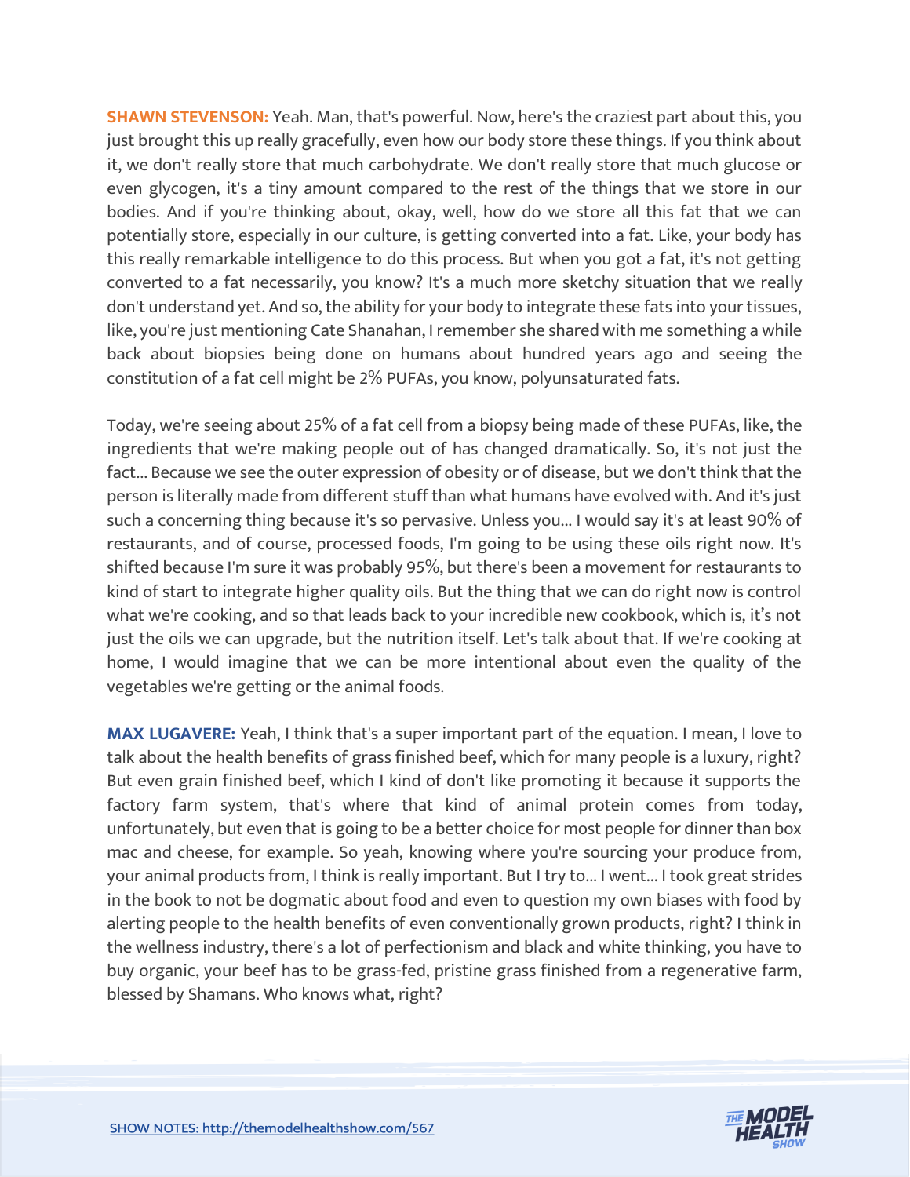**SHAWN STEVENSON:** Yeah. Man, that's powerful. Now, here's the craziest part about this, you just brought this up really gracefully, even how our body store these things. If you think about it, we don't really store that much carbohydrate. We don't really store that much glucose or even glycogen, it's a tiny amount compared to the rest of the things that we store in our bodies. And if you're thinking about, okay, well, how do we store all this fat that we can potentially store, especially in our culture, is getting converted into a fat. Like, your body has this really remarkable intelligence to do this process. But when you got a fat, it's not getting converted to a fat necessarily, you know? It's a much more sketchy situation that we really don't understand yet. And so, the ability for your body to integrate these fats into your tissues, like, you're just mentioning Cate Shanahan, I remember she shared with me something a while back about biopsies being done on humans about hundred years ago and seeing the constitution of a fat cell might be 2% PUFAs, you know, polyunsaturated fats.

Today, we're seeing about 25% of a fat cell from a biopsy being made of these PUFAs, like, the ingredients that we're making people out of has changed dramatically. So, it's not just the fact... Because we see the outer expression of obesity or of disease, but we don't think that the person is literally made from different stuff than what humans have evolved with. And it's just such a concerning thing because it's so pervasive. Unless you... I would say it's at least 90% of restaurants, and of course, processed foods, I'm going to be using these oils right now. It's shifted because I'm sure it was probably 95%, but there's been a movement for restaurants to kind of start to integrate higher quality oils. But the thing that we can do right now is control what we're cooking, and so that leads back to your incredible new cookbook, which is, it's not just the oils we can upgrade, but the nutrition itself. Let's talk about that. If we're cooking at home, I would imagine that we can be more intentional about even the quality of the vegetables we're getting or the animal foods.

**MAX LUGAVERE:** Yeah, I think that's a super important part of the equation. I mean, I love to talk about the health benefits of grass finished beef, which for many people is a luxury, right? But even grain finished beef, which I kind of don't like promoting it because it supports the factory farm system, that's where that kind of animal protein comes from today, unfortunately, but even that is going to be a better choice for most people for dinner than box mac and cheese, for example. So yeah, knowing where you're sourcing your produce from, your animal products from, I think is really important. But I try to... I went... I took great strides in the book to not be dogmatic about food and even to question my own biases with food by alerting people to the health benefits of even conventionally grown products, right? I think in the wellness industry, there's a lot of perfectionism and black and white thinking, you have to buy organic, your beef has to be grass-fed, pristine grass finished from a regenerative farm, blessed by Shamans. Who knows what, right?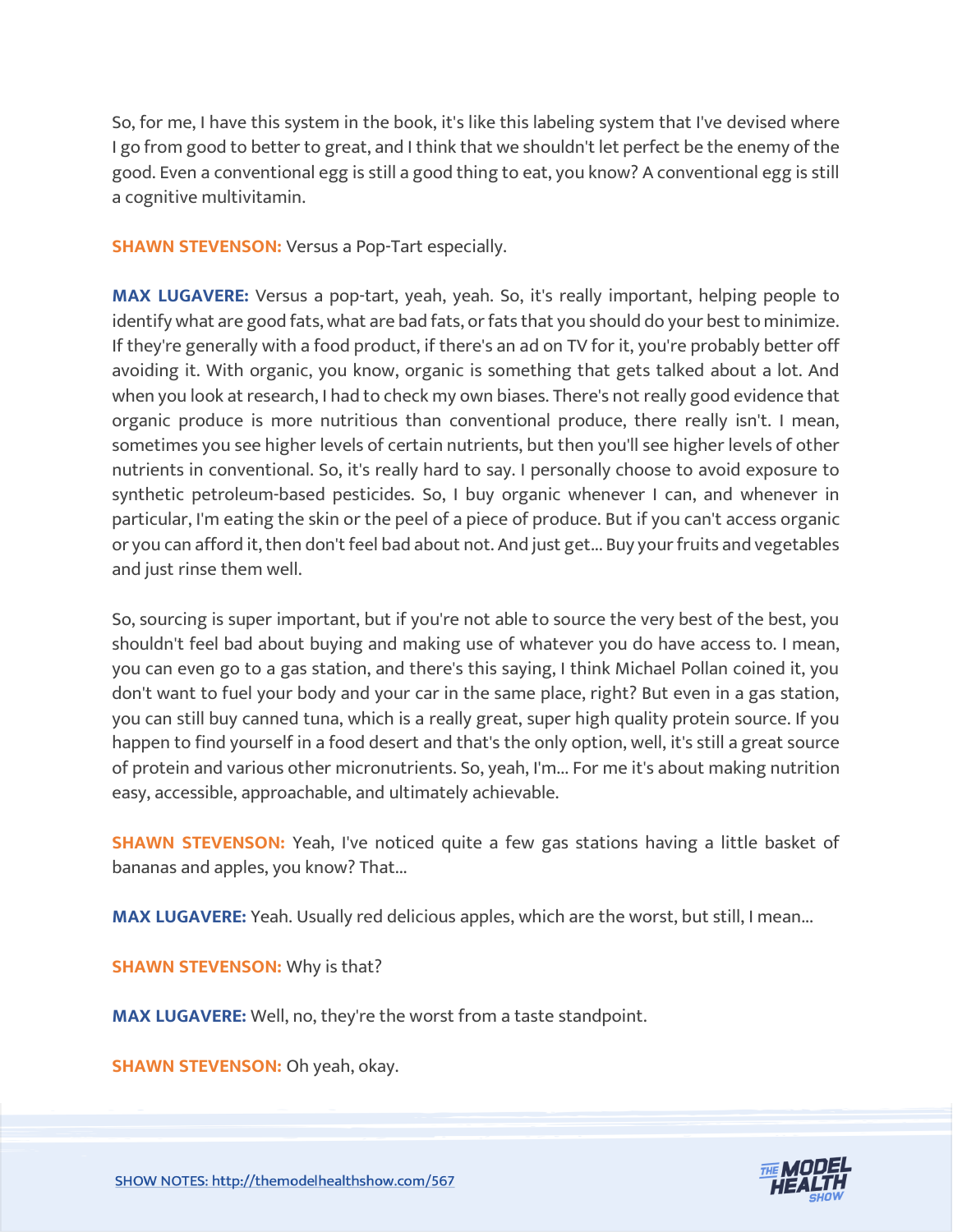So, for me, I have this system in the book, it's like this labeling system that I've devised where I go from good to better to great, and I think that we shouldn't let perfect be the enemy of the good. Even a conventional egg is still a good thing to eat, you know? A conventional egg is still a cognitive multivitamin.

**SHAWN STEVENSON:** Versus a Pop-Tart especially.

**MAX LUGAVERE:** Versus a pop-tart, yeah, yeah. So, it's really important, helping people to identify what are good fats, what are bad fats, or fats that you should do your best to minimize. If they're generally with a food product, if there's an ad on TV for it, you're probably better off avoiding it. With organic, you know, organic is something that gets talked about a lot. And when you look at research, I had to check my own biases. There's not really good evidence that organic produce is more nutritious than conventional produce, there really isn't. I mean, sometimes you see higher levels of certain nutrients, but then you'll see higher levels of other nutrients in conventional. So, it's really hard to say. I personally choose to avoid exposure to synthetic petroleum-based pesticides. So, I buy organic whenever I can, and whenever in particular, I'm eating the skin or the peel of a piece of produce. But if you can't access organic or you can afford it, then don't feel bad about not. And just get... Buy your fruits and vegetables and just rinse them well.

So, sourcing is super important, but if you're not able to source the very best of the best, you shouldn't feel bad about buying and making use of whatever you do have access to. I mean, you can even go to a gas station, and there's this saying, I think Michael Pollan coined it, you don't want to fuel your body and your car in the same place, right? But even in a gas station, you can still buy canned tuna, which is a really great, super high quality protein source. If you happen to find yourself in a food desert and that's the only option, well, it's still a great source of protein and various other micronutrients. So, yeah, I'm... For me it's about making nutrition easy, accessible, approachable, and ultimately achievable.

**SHAWN STEVENSON:** Yeah, I've noticed quite a few gas stations having a little basket of bananas and apples, you know? That...

**MAX LUGAVERE:** Yeah. Usually red delicious apples, which are the worst, but still, I mean...

**SHAWN STEVENSON:** Why is that?

**MAX LUGAVERE:** Well, no, they're the worst from a taste standpoint.

**SHAWN STEVENSON:** Oh yeah, okay.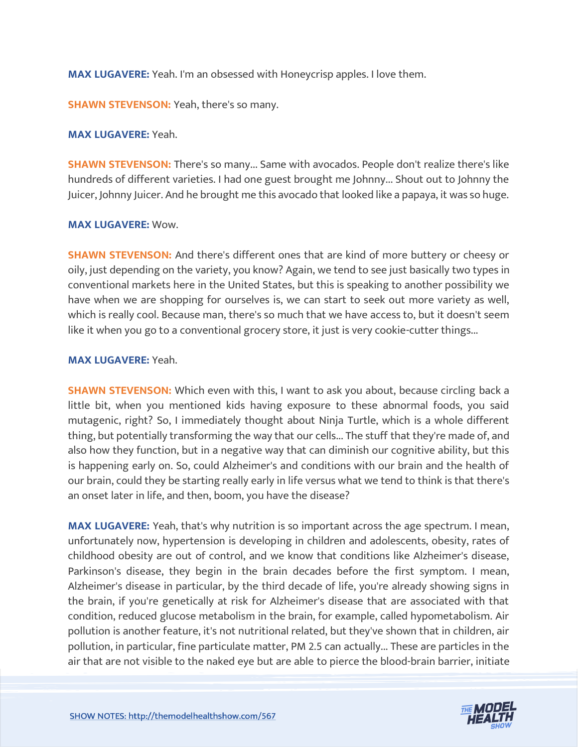**MAX LUGAVERE:** Yeah. I'm an obsessed with Honeycrisp apples. I love them.

**SHAWN STEVENSON:** Yeah, there's so many.

**MAX LUGAVERE:** Yeah.

**SHAWN STEVENSON:** There's so many... Same with avocados. People don't realize there's like hundreds of different varieties. I had one guest brought me Johnny... Shout out to Johnny the Juicer, Johnny Juicer. And he brought me this avocado that looked like a papaya, it was so huge.

**MAX LUGAVERE:** Wow.

**SHAWN STEVENSON:** And there's different ones that are kind of more buttery or cheesy or oily, just depending on the variety, you know? Again, we tend to see just basically two types in conventional markets here in the United States, but this is speaking to another possibility we have when we are shopping for ourselves is, we can start to seek out more variety as well, which is really cool. Because man, there's so much that we have access to, but it doesn't seem like it when you go to a conventional grocery store, it just is very cookie-cutter things...

**MAX LUGAVERE:** Yeah.

**SHAWN STEVENSON:** Which even with this, I want to ask you about, because circling back a little bit, when you mentioned kids having exposure to these abnormal foods, you said mutagenic, right? So, I immediately thought about Ninja Turtle, which is a whole different thing, but potentially transforming the way that our cells... The stuff that they're made of, and also how they function, but in a negative way that can diminish our cognitive ability, but this is happening early on. So, could Alzheimer's and conditions with our brain and the health of our brain, could they be starting really early in life versus what we tend to think is that there's an onset later in life, and then, boom, you have the disease?

**MAX LUGAVERE:** Yeah, that's why nutrition is so important across the age spectrum. I mean, unfortunately now, hypertension is developing in children and adolescents, obesity, rates of childhood obesity are out of control, and we know that conditions like Alzheimer's disease, Parkinson's disease, they begin in the brain decades before the first symptom. I mean, Alzheimer's disease in particular, by the third decade of life, you're already showing signs in the brain, if you're genetically at risk for Alzheimer's disease that are associated with that condition, reduced glucose metabolism in the brain, for example, called hypometabolism. Air pollution is another feature, it's not nutritional related, but they've shown that in children, air pollution, in particular, fine particulate matter, PM 2.5 can actually... These are particles in the air that are not visible to the naked eye but are able to pierce the blood-brain barrier, initiate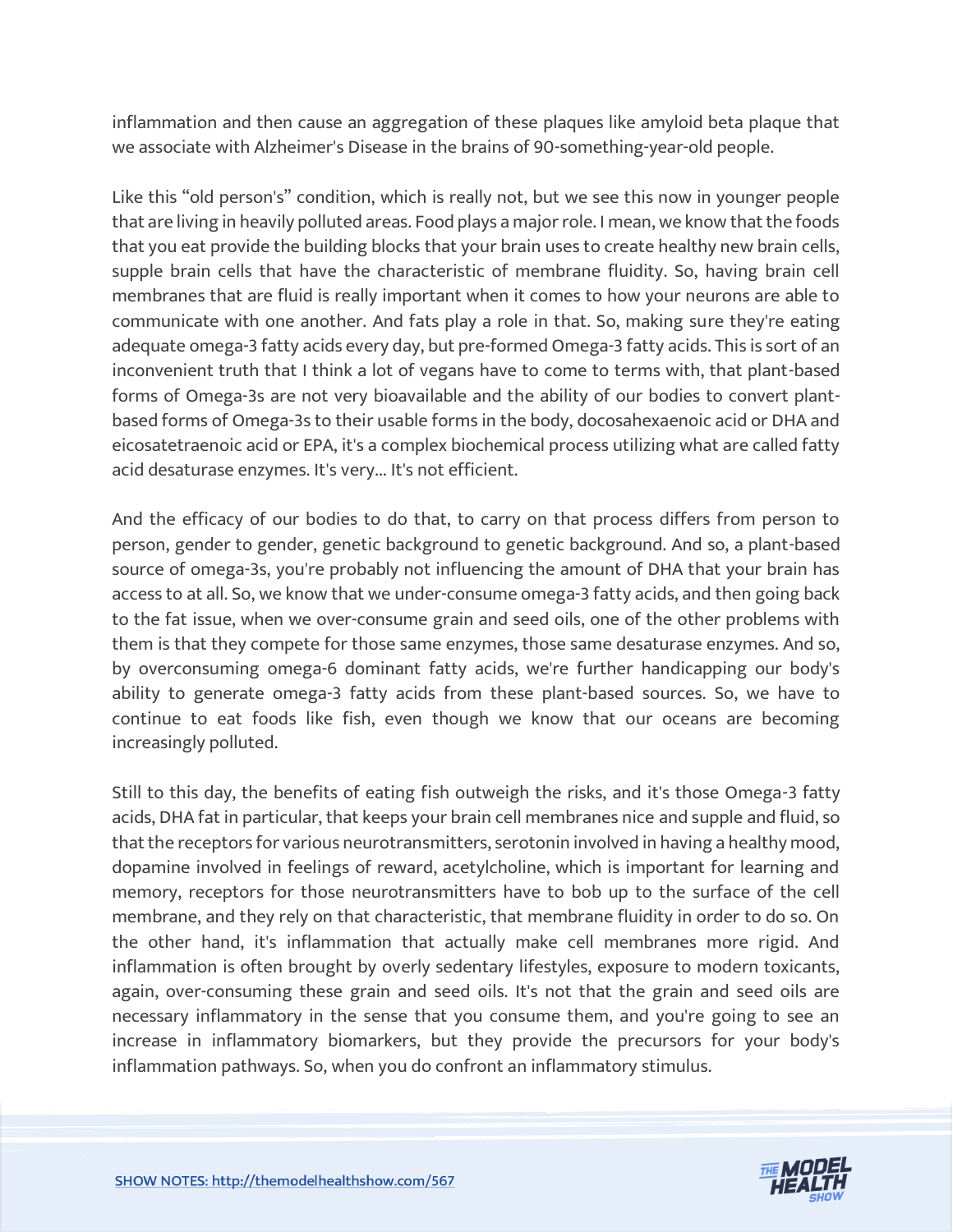inflammation and then cause an aggregation of these plaques like amyloid beta plaque that we associate with Alzheimer's Disease in the brains of 90-something-year-old people.

Like this "old person's" condition, which is really not, but we see this now in younger people that are living in heavily polluted areas. Food plays a major role. I mean, we know that the foods that you eat provide the building blocks that your brain uses to create healthy new brain cells, supple brain cells that have the characteristic of membrane fluidity. So, having brain cell membranes that are fluid is really important when it comes to how your neurons are able to communicate with one another. And fats play a role in that. So, making sure they're eating adequate omega-3 fatty acids every day, but pre-formed Omega-3 fatty acids. This is sort of an inconvenient truth that I think a lot of vegans have to come to terms with, that plant-based forms of Omega-3s are not very bioavailable and the ability of our bodies to convert plant-based forms of Omega-3s to their usable forms in the body, docosahexaenoic acid or DHA and eicosatetraenoic acid or EPA, it's a complex biochemical process utilizing what are called fatty acid desaturase enzymes. It's very... It's not efficient.

And the efficacy of our bodies to do that, to carry on that process differs from person to person, gender to gender, genetic background to genetic background. And so, a plant-based source of omega-3s, you're probably not influencing the amount of DHA that your brain has access to at all. So, we know that we under-consume omega-3 fatty acids, and then going back to the fat issue, when we over-consume grain and seed oils, one of the other problems with them is that they compete for those same enzymes, those same desaturase enzymes. And so, by overconsuming omega-6 dominant fatty acids, we're further handicapping our body's ability to generate omega-3 fatty acids from these plant-based sources. So, we have to continue to eat foods like fish, even though we know that our oceans are becoming increasingly polluted.

Still to this day, the benefits of eating fish outweigh the risks, and it's those Omega-3 fatty acids, DHA fat in particular, that keeps your brain cell membranes nice and supple and fluid, so that the receptors for various neurotransmitters, serotonin involved in having a healthy mood, dopamine involved in feelings of reward, acetylcholine, which is important for learning and memory, receptors for those neurotransmitters have to bob up to the surface of the cell membrane, and they rely on that characteristic, that membrane fluidity in order to do so. On the other hand, it's inflammation that actually make cell membranes more rigid. And inflammation is often brought by overly sedentary lifestyles, exposure to modern toxicants, again, over-consuming these grain and seed oils. It's not that the grain and seed oils are necessary inflammatory in the sense that you consume them, and you're going to see an increase in inflammatory biomarkers, but they provide the precursors for your body's inflammation pathways. So, when you do confront an inflammatory stimulus.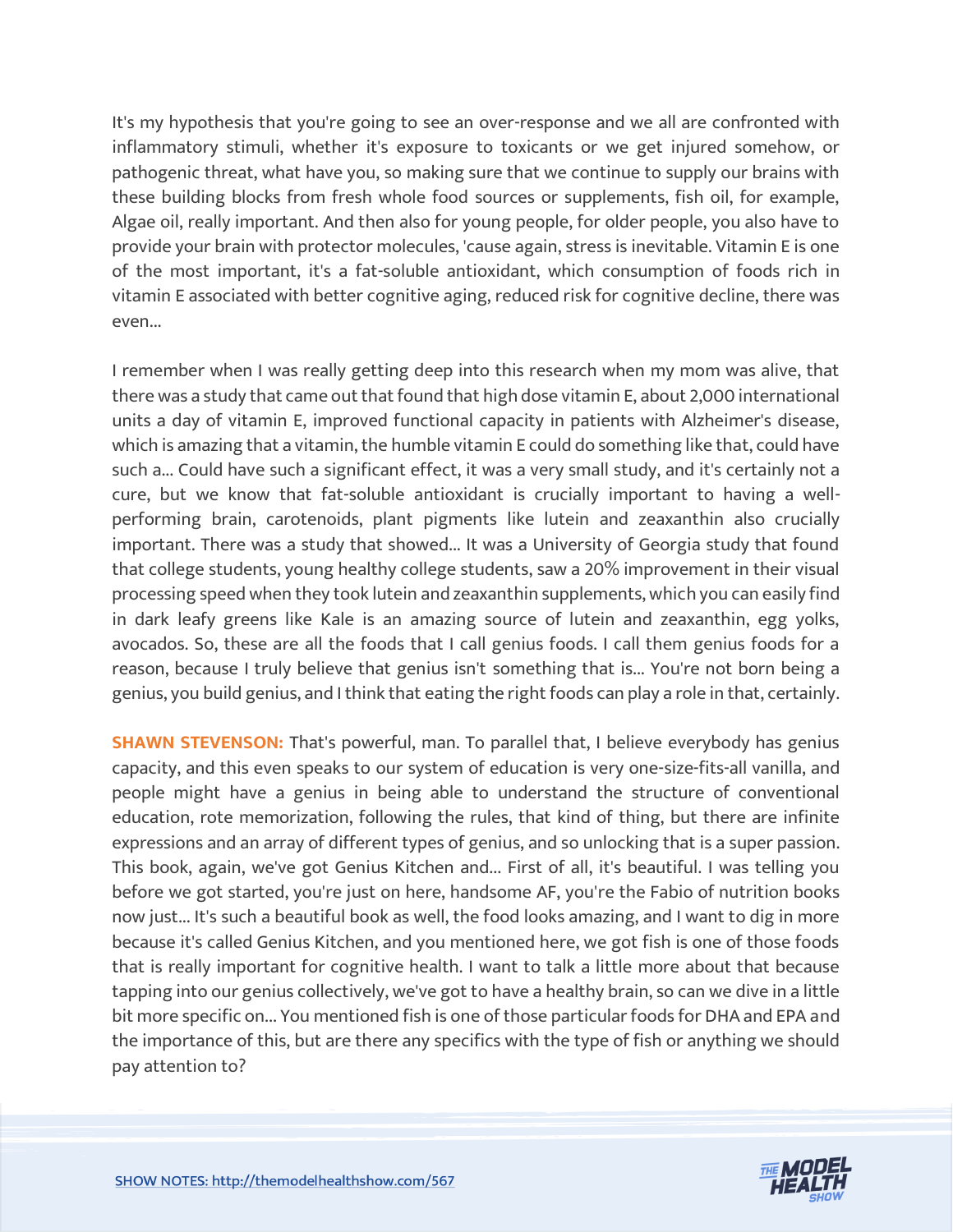It's my hypothesis that you're going to see an over-response and we all are confronted with inflammatory stimuli, whether it's exposure to toxicants or we get injured somehow, or pathogenic threat, what have you, so making sure that we continue to supply our brains with these building blocks from fresh whole food sources or supplements, fish oil, for example, Algae oil, really important. And then also for young people, for older people, you also have to provide your brain with protector molecules, 'cause again, stress is inevitable. Vitamin E is one of the most important, it's a fat-soluble antioxidant, which consumption of foods rich in vitamin E associated with better cognitive aging, reduced risk for cognitive decline, there was even...

I remember when I was really getting deep into this research when my mom was alive, that there was a study that came out that found that high dose vitamin E, about 2,000 international units a day of vitamin E, improved functional capacity in patients with Alzheimer's disease, which is amazing that a vitamin, the humble vitamin E could do something like that, could have such a... Could have such a significant effect, it was a very small study, and it's certainly not a cure, but we know that fat-soluble antioxidant is crucially important to having a well-performing brain, carotenoids, plant pigments like lutein and zeaxanthin also crucially important. There was a study that showed... It was a University of Georgia study that found that college students, young healthy college students, saw a 20% improvement in their visual processing speed when they took lutein and zeaxanthin supplements, which you can easily find in dark leafy greens like Kale is an amazing source of lutein and zeaxanthin, egg yolks, avocados. So, these are all the foods that I call genius foods. I call them genius foods for a reason, because I truly believe that genius isn't something that is... You're not born being a genius, you build genius, and I think that eating the right foods can play a role in that, certainly.

**SHAWN STEVENSON:** That's powerful, man. To parallel that, I believe everybody has genius capacity, and this even speaks to our system of education is very one-size-fits-all vanilla, and people might have a genius in being able to understand the structure of conventional education, rote memorization, following the rules, that kind of thing, but there are infinite expressions and an array of different types of genius, and so unlocking that is a super passion. This book, again, we've got Genius Kitchen and... First of all, it's beautiful. I was telling you before we got started, you're just on here, handsome AF, you're the Fabio of nutrition books now just... It's such a beautiful book as well, the food looks amazing, and I want to dig in more because it's called Genius Kitchen, and you mentioned here, we got fish is one of those foods that is really important for cognitive health. I want to talk a little more about that because tapping into our genius collectively, we've got to have a healthy brain, so can we dive in a little bit more specific on... You mentioned fish is one of those particular foods for DHA and EPA and the importance of this, but are there any specifics with the type of fish or anything we should pay attention to?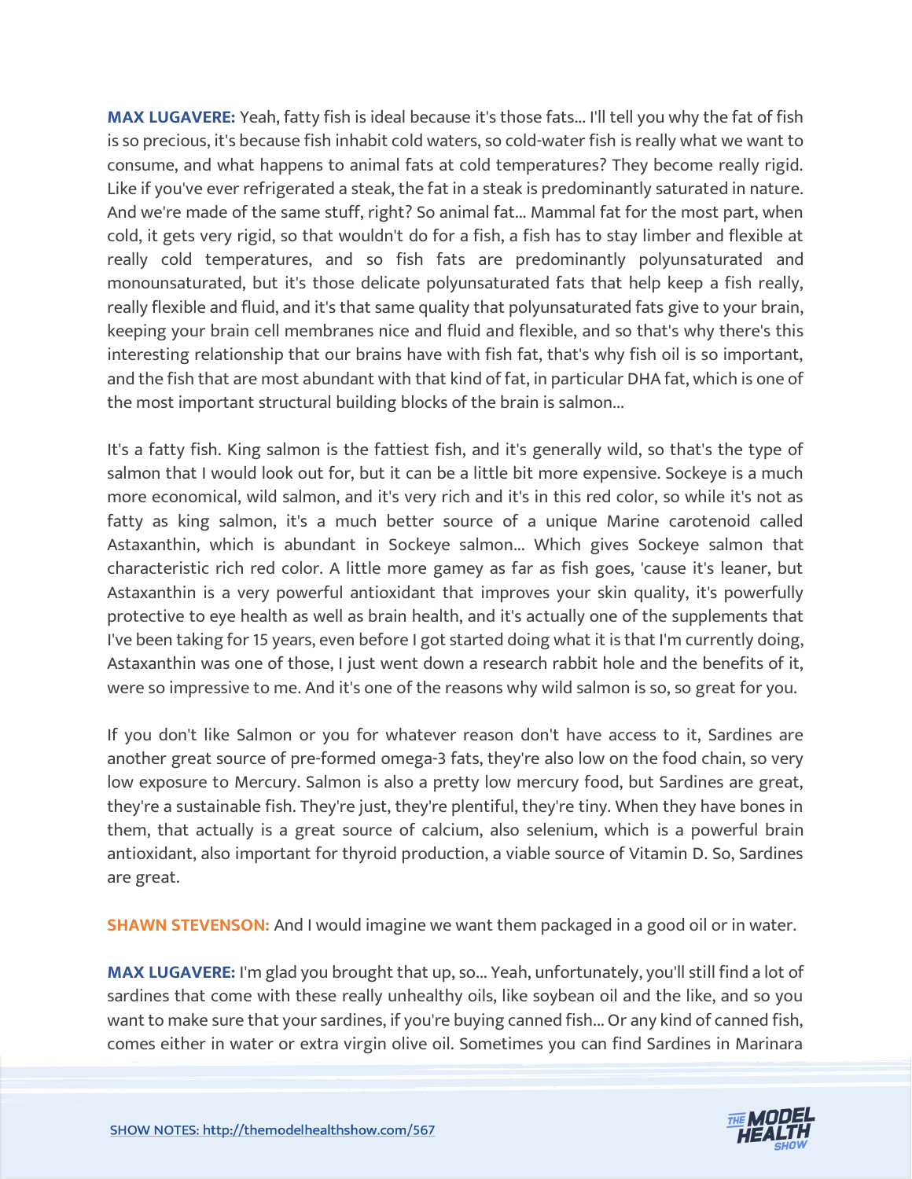**MAX LUGAVERE:** Yeah, fatty fish is ideal because it's those fats... I'll tell you why the fat of fish is so precious, it's because fish inhabit cold waters, so cold-water fish is really what we want to consume, and what happens to animal fats at cold temperatures? They become really rigid. Like if you've ever refrigerated a steak, the fat in a steak is predominantly saturated in nature. And we're made of the same stuff, right? So animal fat... Mammal fat for the most part, when cold, it gets very rigid, so that wouldn't do for a fish, a fish has to stay limber and flexible at really cold temperatures, and so fish fats are predominantly polyunsaturated and monounsaturated, but it's those delicate polyunsaturated fats that help keep a fish really, really flexible and fluid, and it's that same quality that polyunsaturated fats give to your brain, keeping your brain cell membranes nice and fluid and flexible, and so that's why there's this interesting relationship that our brains have with fish fat, that's why fish oil is so important, and the fish that are most abundant with that kind of fat, in particular DHA fat, which is one of the most important structural building blocks of the brain is salmon...

It's a fatty fish. King salmon is the fattiest fish, and it's generally wild, so that's the type of salmon that I would look out for, but it can be a little bit more expensive. Sockeye is a much more economical, wild salmon, and it's very rich and it's in this red color, so while it's not as fatty as king salmon, it's a much better source of a unique Marine carotenoid called Astaxanthin, which is abundant in Sockeye salmon... Which gives Sockeye salmon that characteristic rich red color. A little more gamey as far as fish goes, 'cause it's leaner, but Astaxanthin is a very powerful antioxidant that improves your skin quality, it's powerfully protective to eye health as well as brain health, and it's actually one of the supplements that I've been taking for 15 years, even before I got started doing what it is that I'm currently doing, Astaxanthin was one of those, I just went down a research rabbit hole and the benefits of it, were so impressive to me. And it's one of the reasons why wild salmon is so, so great for you.

If you don't like Salmon or you for whatever reason don't have access to it, Sardines are another great source of pre-formed omega-3 fats, they're also low on the food chain, so very low exposure to Mercury. Salmon is also a pretty low mercury food, but Sardines are great, they're a sustainable fish. They're just, they're plentiful, they're tiny. When they have bones in them, that actually is a great source of calcium, also selenium, which is a powerful brain antioxidant, also important for thyroid production, a viable source of Vitamin D. So, Sardines are great.

**SHAWN STEVENSON:** And I would imagine we want them packaged in a good oil or in water.

**MAX LUGAVERE:** I'm glad you brought that up, so... Yeah, unfortunately, you'll still find a lot of sardines that come with these really unhealthy oils, like soybean oil and the like, and so you want to make sure that your sardines, if you're buying canned fish... Or any kind of canned fish, comes either in water or extra virgin olive oil. Sometimes you can find Sardines in Marinara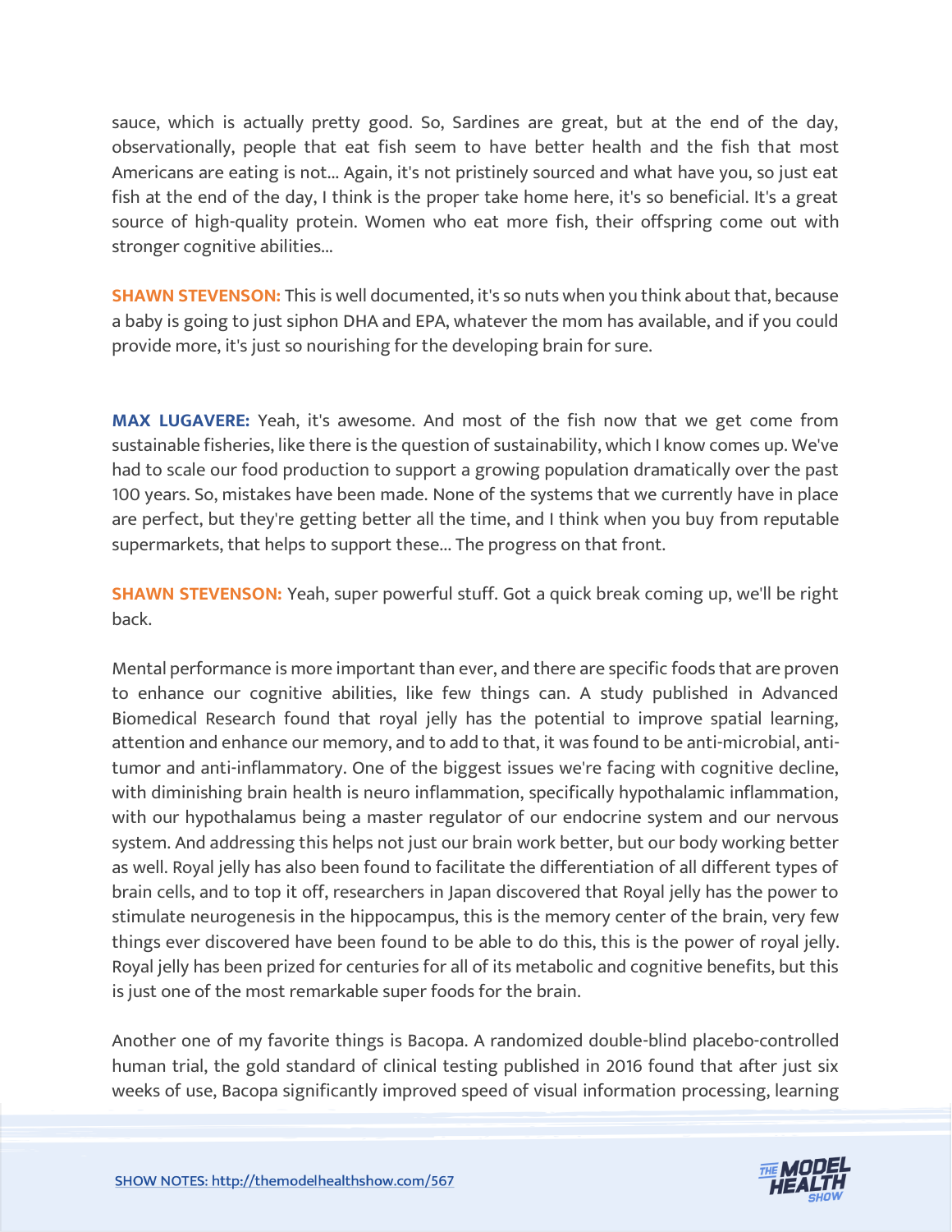sauce, which is actually pretty good. So, Sardines are great, but at the end of the day, observationally, people that eat fish seem to have better health and the fish that most Americans are eating is not... Again, it's not pristinely sourced and what have you, so just eat fish at the end of the day, I think is the proper take home here, it's so beneficial. It's a great source of high-quality protein. Women who eat more fish, their offspring come out with stronger cognitive abilities...

**SHAWN STEVENSON:** This is well documented, it's so nuts when you think about that, because a baby is going to just siphon DHA and EPA, whatever the mom has available, and if you could provide more, it's just so nourishing for the developing brain for sure.

**MAX LUGAVERE:** Yeah, it's awesome. And most of the fish now that we get come from sustainable fisheries, like there is the question of sustainability, which I know comes up. We've had to scale our food production to support a growing population dramatically over the past 100 years. So, mistakes have been made. None of the systems that we currently have in place are perfect, but they're getting better all the time, and I think when you buy from reputable supermarkets, that helps to support these... The progress on that front.

**SHAWN STEVENSON:** Yeah, super powerful stuff. Got a quick break coming up, we'll be right back.

Mental performance is more important than ever, and there are specific foods that are proven to enhance our cognitive abilities, like few things can. A study published in Advanced Biomedical Research found that royal jelly has the potential to improve spatial learning, attention and enhance our memory, and to add to that, it was found to be anti-microbial, anti-tumor and anti-inflammatory. One of the biggest issues we're facing with cognitive decline, with diminishing brain health is neuro inflammation, specifically hypothalamic inflammation, with our hypothalamus being a master regulator of our endocrine system and our nervous system. And addressing this helps not just our brain work better, but our body working better as well. Royal jelly has also been found to facilitate the differentiation of all different types of brain cells, and to top it off, researchers in Japan discovered that Royal jelly has the power to stimulate neurogenesis in the hippocampus, this is the memory center of the brain, very few things ever discovered have been found to be able to do this, this is the power of royal jelly. Royal jelly has been prized for centuries for all of its metabolic and cognitive benefits, but this is just one of the most remarkable super foods for the brain.

Another one of my favorite things is Bacopa. A randomized double-blind placebo-controlled human trial, the gold standard of clinical testing published in 2016 found that after just six weeks of use, Bacopa significantly improved speed of visual information processing, learning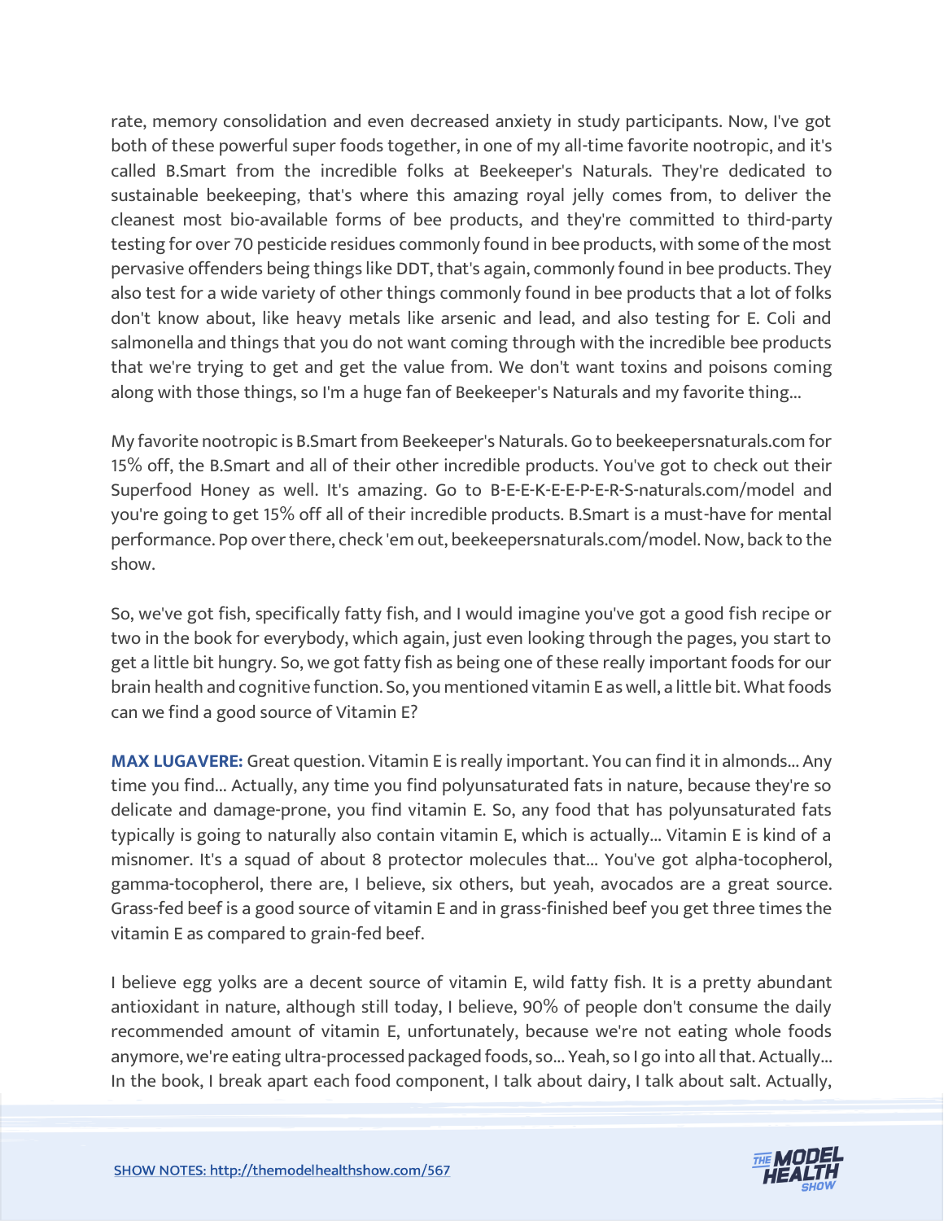rate, memory consolidation and even decreased anxiety in study participants. Now, I've got both of these powerful super foods together, in one of my all-time favorite nootropic, and it's called B.Smart from the incredible folks at Beekeeper's Naturals. They're dedicated to sustainable beekeeping, that's where this amazing royal jelly comes from, to deliver the cleanest most bio-available forms of bee products, and they're committed to third-party testing for over 70 pesticide residues commonly found in bee products, with some of the most pervasive offenders being things like DDT, that's again, commonly found in bee products. They also test for a wide variety of other things commonly found in bee products that a lot of folks don't know about, like heavy metals like arsenic and lead, and also testing for E. Coli and salmonella and things that you do not want coming through with the incredible bee products that we're trying to get and get the value from. We don't want toxins and poisons coming along with those things, so I'm a huge fan of Beekeeper's Naturals and my favorite thing...

My favorite nootropic is B.Smart from Beekeeper's Naturals. Go to beekeepersnaturals.com for 15% off, the B.Smart and all of their other incredible products. You've got to check out their Superfood Honey as well. It's amazing. Go to B-E-E-K-E-E-P-E-R-S-naturals.com/model and you're going to get 15% off all of their incredible products. B.Smart is a must-have for mental performance. Pop over there, check 'em out, beekeepersnaturals.com/model. Now, back to the show.

So, we've got fish, specifically fatty fish, and I would imagine you've got a good fish recipe or two in the book for everybody, which again, just even looking through the pages, you start to get a little bit hungry. So, we got fatty fish as being one of these really important foods for our brain health and cognitive function. So, you mentioned vitamin E as well, a little bit. What foods can we find a good source of Vitamin E?

**MAX LUGAVERE:** Great question. Vitamin E is really important. You can find it in almonds... Any time you find... Actually, any time you find polyunsaturated fats in nature, because they're so delicate and damage-prone, you find vitamin E. So, any food that has polyunsaturated fats typically is going to naturally also contain vitamin E, which is actually... Vitamin E is kind of a misnomer. It's a squad of about 8 protector molecules that... You've got alpha-tocopherol, gamma-tocopherol, there are, I believe, six others, but yeah, avocados are a great source. Grass-fed beef is a good source of vitamin E and in grass-finished beef you get three times the vitamin E as compared to grain-fed beef.

I believe egg yolks are a decent source of vitamin E, wild fatty fish. It is a pretty abundant antioxidant in nature, although still today, I believe, 90% of people don't consume the daily recommended amount of vitamin E, unfortunately, because we're not eating whole foods anymore, we're eating ultra-processed packaged foods, so... Yeah, so I go into all that. Actually... In the book, I break apart each food component, I talk about dairy, I talk about salt. Actually,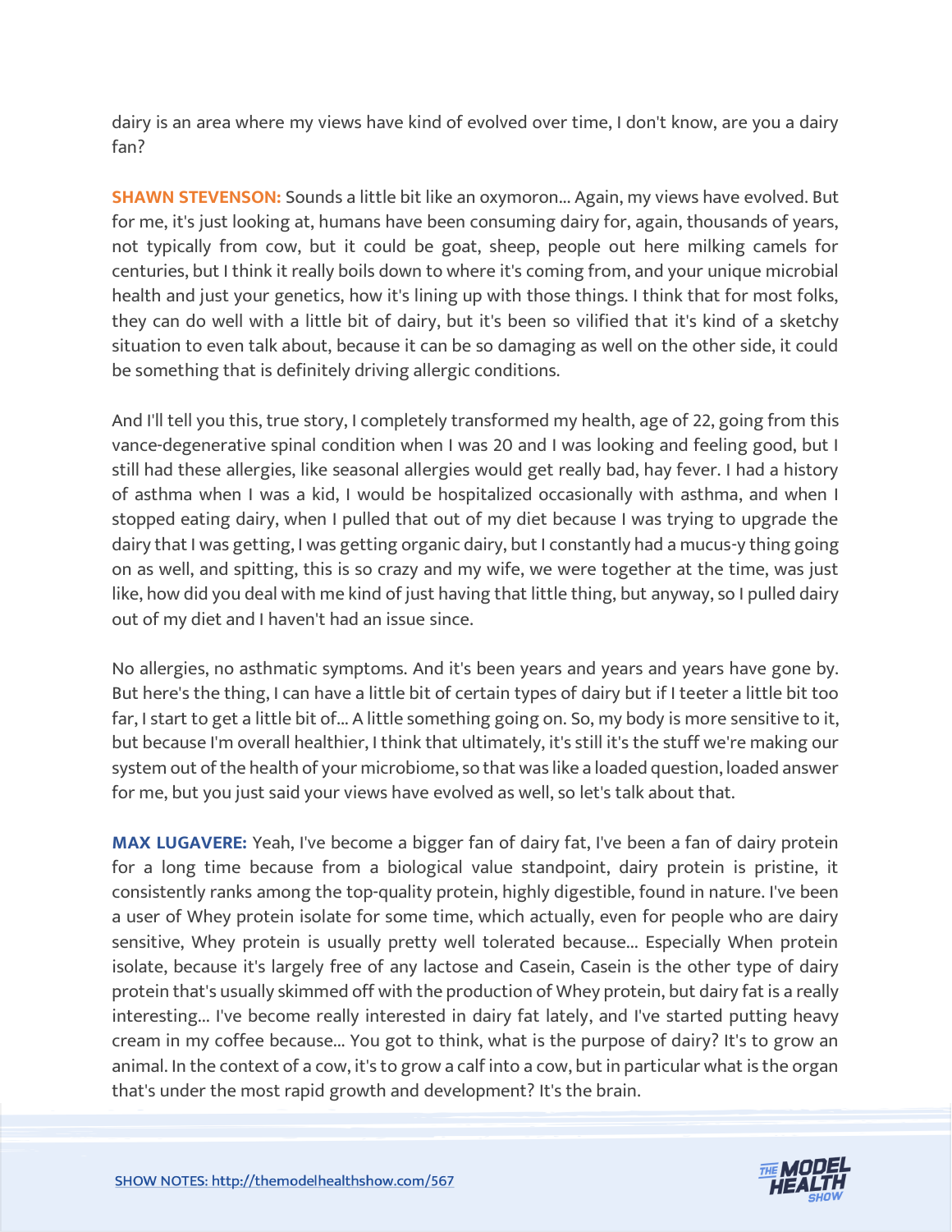dairy is an area where my views have kind of evolved over time, I don't know, are you a dairy fan?

**SHAWN STEVENSON:** Sounds a little bit like an oxymoron... Again, my views have evolved. But for me, it's just looking at, humans have been consuming dairy for, again, thousands of years, not typically from cow, but it could be goat, sheep, people out here milking camels for centuries, but I think it really boils down to where it's coming from, and your unique microbial health and just your genetics, how it's lining up with those things. I think that for most folks, they can do well with a little bit of dairy, but it's been so vilified that it's kind of a sketchy situation to even talk about, because it can be so damaging as well on the other side, it could be something that is definitely driving allergic conditions.

And I'll tell you this, true story, I completely transformed my health, age of 22, going from this vance-degenerative spinal condition when I was 20 and I was looking and feeling good, but I still had these allergies, like seasonal allergies would get really bad, hay fever. I had a history of asthma when I was a kid, I would be hospitalized occasionally with asthma, and when I stopped eating dairy, when I pulled that out of my diet because I was trying to upgrade the dairy that I was getting, I was getting organic dairy, but I constantly had a mucus-y thing going on as well, and spitting, this is so crazy and my wife, we were together at the time, was just like, how did you deal with me kind of just having that little thing, but anyway, so I pulled dairy out of my diet and I haven't had an issue since.

No allergies, no asthmatic symptoms. And it's been years and years and years have gone by. But here's the thing, I can have a little bit of certain types of dairy but if I teeter a little bit too far, I start to get a little bit of... A little something going on. So, my body is more sensitive to it, but because I'm overall healthier, I think that ultimately, it's still it's the stuff we're making our system out of the health of your microbiome, so that was like a loaded question, loaded answer for me, but you just said your views have evolved as well, so let's talk about that.

**MAX LUGAVERE:** Yeah, I've become a bigger fan of dairy fat, I've been a fan of dairy protein for a long time because from a biological value standpoint, dairy protein is pristine, it consistently ranks among the top-quality protein, highly digestible, found in nature. I've been a user of Whey protein isolate for some time, which actually, even for people who are dairy sensitive, Whey protein is usually pretty well tolerated because... Especially When protein isolate, because it's largely free of any lactose and Casein, Casein is the other type of dairy protein that's usually skimmed off with the production of Whey protein, but dairy fat is a really interesting... I've become really interested in dairy fat lately, and I've started putting heavy cream in my coffee because... You got to think, what is the purpose of dairy? It's to grow an animal. In the context of a cow, it's to grow a calf into a cow, but in particular what is the organ that's under the most rapid growth and development? It's the brain.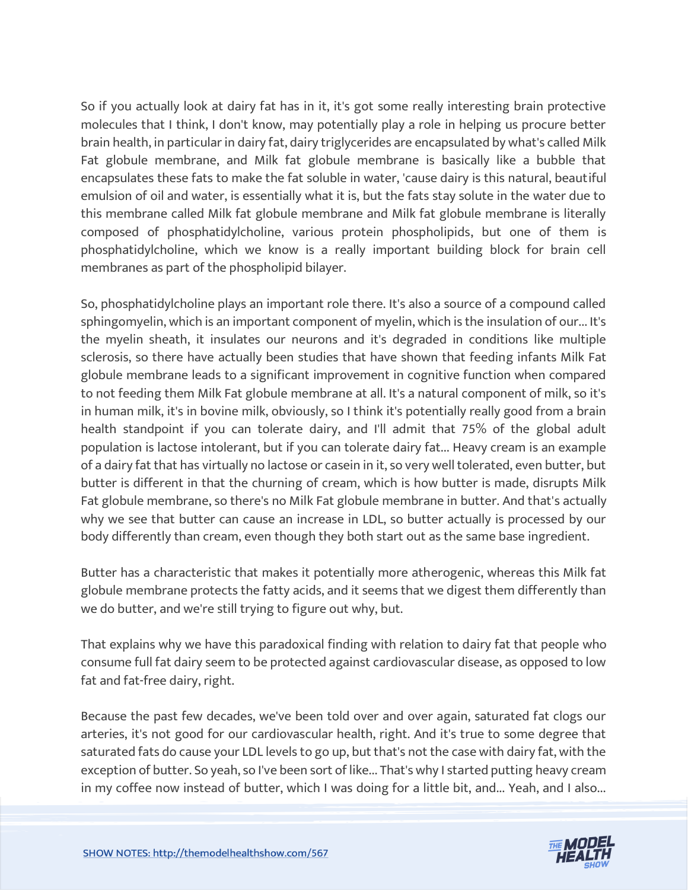So if you actually look at dairy fat has in it, it's got some really interesting brain protective molecules that I think, I don't know, may potentially play a role in helping us procure better brain health, in particular in dairy fat, dairy triglycerides are encapsulated by what's called Milk Fat globule membrane, and Milk fat globule membrane is basically like a bubble that encapsulates these fats to make the fat soluble in water, 'cause dairy is this natural, beautiful emulsion of oil and water, is essentially what it is, but the fats stay solute in the water due to this membrane called Milk fat globule membrane and Milk fat globule membrane is literally composed of phosphatidylcholine, various protein phospholipids, but one of them is phosphatidylcholine, which we know is a really important building block for brain cell membranes as part of the phospholipid bilayer.

So, phosphatidylcholine plays an important role there. It's also a source of a compound called sphingomyelin, which is an important component of myelin, which is the insulation of our... It's the myelin sheath, it insulates our neurons and it's degraded in conditions like multiple sclerosis, so there have actually been studies that have shown that feeding infants Milk Fat globule membrane leads to a significant improvement in cognitive function when compared to not feeding them Milk Fat globule membrane at all. It's a natural component of milk, so it's in human milk, it's in bovine milk, obviously, so I think it's potentially really good from a brain health standpoint if you can tolerate dairy, and I'll admit that 75% of the global adult population is lactose intolerant, but if you can tolerate dairy fat... Heavy cream is an example of a dairy fat that has virtually no lactose or casein in it, so very well tolerated, even butter, but butter is different in that the churning of cream, which is how butter is made, disrupts Milk Fat globule membrane, so there's no Milk Fat globule membrane in butter. And that's actually why we see that butter can cause an increase in LDL, so butter actually is processed by our body differently than cream, even though they both start out as the same base ingredient.

Butter has a characteristic that makes it potentially more atherogenic, whereas this Milk fat globule membrane protects the fatty acids, and it seems that we digest them differently than we do butter, and we're still trying to figure out why, but.

That explains why we have this paradoxical finding with relation to dairy fat that people who consume full fat dairy seem to be protected against cardiovascular disease, as opposed to low fat and fat-free dairy, right.

Because the past few decades, we've been told over and over again, saturated fat clogs our arteries, it's not good for our cardiovascular health, right. And it's true to some degree that saturated fats do cause your LDL levels to go up, but that's not the case with dairy fat, with the exception of butter. So yeah, so I've been sort of like... That's why I started putting heavy cream in my coffee now instead of butter, which I was doing for a little bit, and... Yeah, and I also...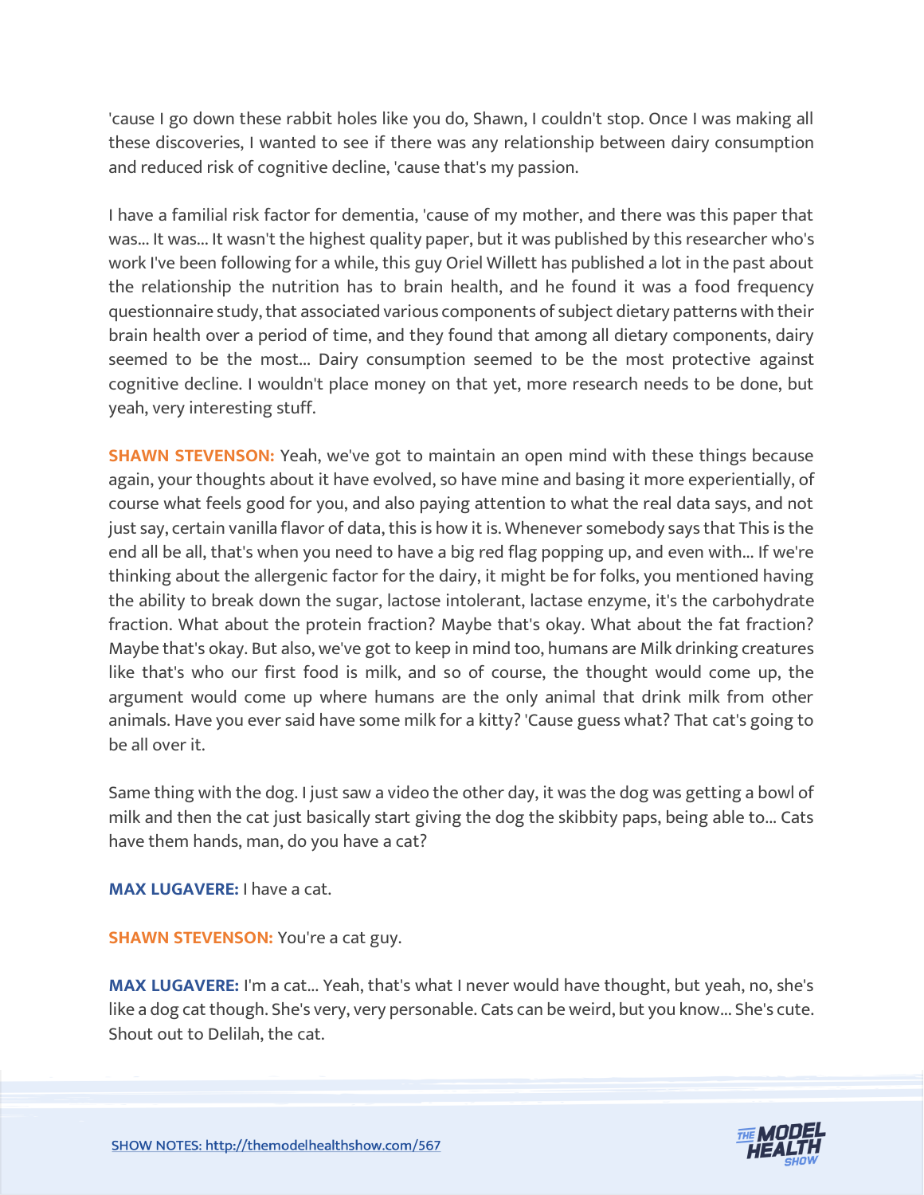'cause I go down these rabbit holes like you do, Shawn, I couldn't stop. Once I was making all these discoveries, I wanted to see if there was any relationship between dairy consumption and reduced risk of cognitive decline, 'cause that's my passion.

I have a familial risk factor for dementia, 'cause of my mother, and there was this paper that was... It was... It wasn't the highest quality paper, but it was published by this researcher who's work I've been following for a while, this guy Oriel Willett has published a lot in the past about the relationship the nutrition has to brain health, and he found it was a food frequency questionnaire study, that associated various components of subject dietary patterns with their brain health over a period of time, and they found that among all dietary components, dairy seemed to be the most... Dairy consumption seemed to be the most protective against cognitive decline. I wouldn't place money on that yet, more research needs to be done, but yeah, very interesting stuff.

**SHAWN STEVENSON:** Yeah, we've got to maintain an open mind with these things because again, your thoughts about it have evolved, so have mine and basing it more experientially, of course what feels good for you, and also paying attention to what the real data says, and not just say, certain vanilla flavor of data, this is how it is. Whenever somebody says that This is the end all be all, that's when you need to have a big red flag popping up, and even with... If we're thinking about the allergenic factor for the dairy, it might be for folks, you mentioned having the ability to break down the sugar, lactose intolerant, lactase enzyme, it's the carbohydrate fraction. What about the protein fraction? Maybe that's okay. What about the fat fraction? Maybe that's okay. But also, we've got to keep in mind too, humans are Milk drinking creatures like that's who our first food is milk, and so of course, the thought would come up, the argument would come up where humans are the only animal that drink milk from other animals. Have you ever said have some milk for a kitty? 'Cause guess what? That cat's going to be all over it.

Same thing with the dog. I just saw a video the other day, it was the dog was getting a bowl of milk and then the cat just basically start giving the dog the skibbity paps, being able to... Cats have them hands, man, do you have a cat?

**MAX LUGAVERE:** I have a cat.

**SHAWN STEVENSON:** You're a cat guy.

**MAX LUGAVERE:** I'm a cat... Yeah, that's what I never would have thought, but yeah, no, she's like a dog cat though. She's very, very personable. Cats can be weird, but you know... She's cute. Shout out to Delilah, the cat.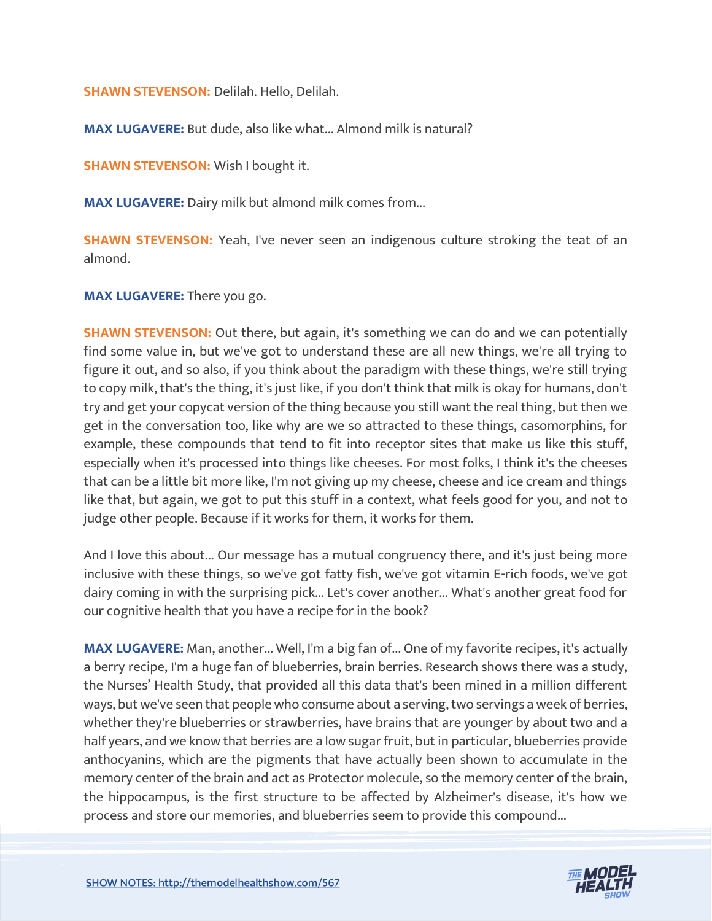**SHAWN STEVENSON:** Delilah. Hello, Delilah.

**MAX LUGAVERE:** But dude, also like what... Almond milk is natural?

**SHAWN STEVENSON:** Wish I bought it.

**MAX LUGAVERE:** Dairy milk but almond milk comes from...

**SHAWN STEVENSON:** Yeah, I've never seen an indigenous culture stroking the teat of an almond.

**MAX LUGAVERE:** There you go.

**SHAWN STEVENSON:** Out there, but again, it's something we can do and we can potentially find some value in, but we've got to understand these are all new things, we're all trying to figure it out, and so also, if you think about the paradigm with these things, we're still trying to copy milk, that's the thing, it's just like, if you don't think that milk is okay for humans, don't try and get your copycat version of the thing because you still want the real thing, but then we get in the conversation too, like why are we so attracted to these things, casomorphins, for example, these compounds that tend to fit into receptor sites that make us like this stuff, especially when it's processed into things like cheeses. For most folks, I think it's the cheeses that can be a little bit more like, I'm not giving up my cheese, cheese and ice cream and things like that, but again, we got to put this stuff in a context, what feels good for you, and not to judge other people. Because if it works for them, it works for them.

And I love this about... Our message has a mutual congruency there, and it's just being more inclusive with these things, so we've got fatty fish, we've got vitamin E-rich foods, we've got dairy coming in with the surprising pick... Let's cover another... What's another great food for our cognitive health that you have a recipe for in the book?

**MAX LUGAVERE:** Man, another... Well, I'm a big fan of... One of my favorite recipes, it's actually a berry recipe, I'm a huge fan of blueberries, brain berries. Research shows there was a study, the Nurses' Health Study, that provided all this data that's been mined in a million different ways, but we've seen that people who consume about a serving, two servings a week of berries, whether they're blueberries or strawberries, have brains that are younger by about two and a half years, and we know that berries are a low sugar fruit, but in particular, blueberries provide anthocyanins, which are the pigments that have actually been shown to accumulate in the memory center of the brain and act as Protector molecule, so the memory center of the brain, the hippocampus, is the first structure to be affected by Alzheimer's disease, it's how we process and store our memories, and blueberries seem to provide this compound...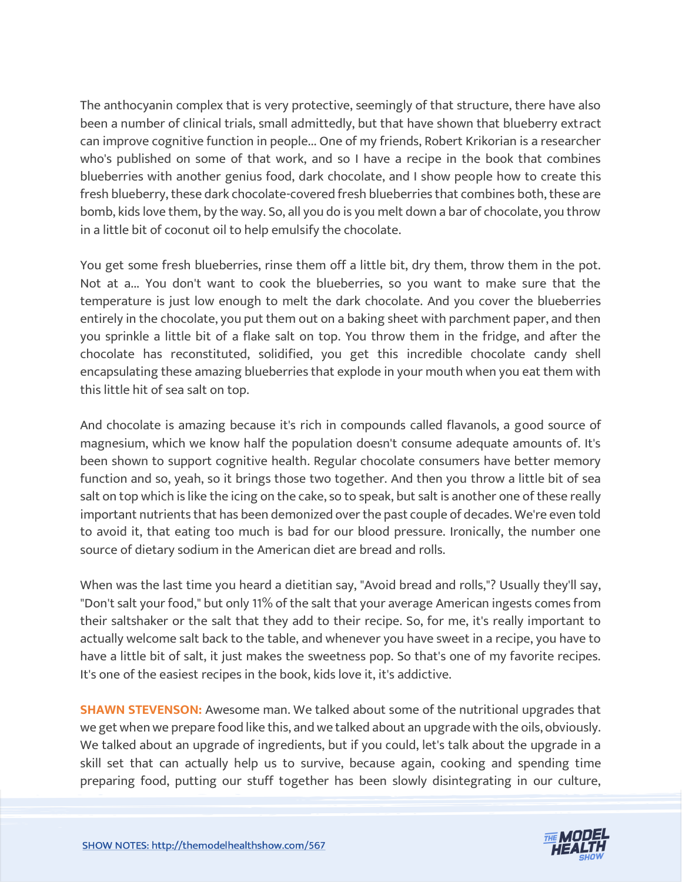The anthocyanin complex that is very protective, seemingly of that structure, there have also been a number of clinical trials, small admittedly, but that have shown that blueberry extract can improve cognitive function in people... One of my friends, Robert Krikorian is a researcher who's published on some of that work, and so I have a recipe in the book that combines blueberries with another genius food, dark chocolate, and I show people how to create this fresh blueberry, these dark chocolate-covered fresh blueberries that combines both, these are bomb, kids love them, by the way. So, all you do is you melt down a bar of chocolate, you throw in a little bit of coconut oil to help emulsify the chocolate.

You get some fresh blueberries, rinse them off a little bit, dry them, throw them in the pot. Not at a... You don't want to cook the blueberries, so you want to make sure that the temperature is just low enough to melt the dark chocolate. And you cover the blueberries entirely in the chocolate, you put them out on a baking sheet with parchment paper, and then you sprinkle a little bit of a flake salt on top. You throw them in the fridge, and after the chocolate has reconstituted, solidified, you get this incredible chocolate candy shell encapsulating these amazing blueberries that explode in your mouth when you eat them with this little hit of sea salt on top.

And chocolate is amazing because it's rich in compounds called flavanols, a good source of magnesium, which we know half the population doesn't consume adequate amounts of. It's been shown to support cognitive health. Regular chocolate consumers have better memory function and so, yeah, so it brings those two together. And then you throw a little bit of sea salt on top which is like the icing on the cake, so to speak, but salt is another one of these really important nutrients that has been demonized over the past couple of decades. We're even told to avoid it, that eating too much is bad for our blood pressure. Ironically, the number one source of dietary sodium in the American diet are bread and rolls.

When was the last time you heard a dietitian say, "Avoid bread and rolls,"? Usually they'll say, "Don't salt your food," but only 11% of the salt that your average American ingests comes from their saltshaker or the salt that they add to their recipe. So, for me, it's really important to actually welcome salt back to the table, and whenever you have sweet in a recipe, you have to have a little bit of salt, it just makes the sweetness pop. So that's one of my favorite recipes. It's one of the easiest recipes in the book, kids love it, it's addictive.

**SHAWN STEVENSON:** Awesome man. We talked about some of the nutritional upgrades that we get when we prepare food like this, and we talked about an upgrade with the oils, obviously. We talked about an upgrade of ingredients, but if you could, let's talk about the upgrade in a skill set that can actually help us to survive, because again, cooking and spending time preparing food, putting our stuff together has been slowly disintegrating in our culture,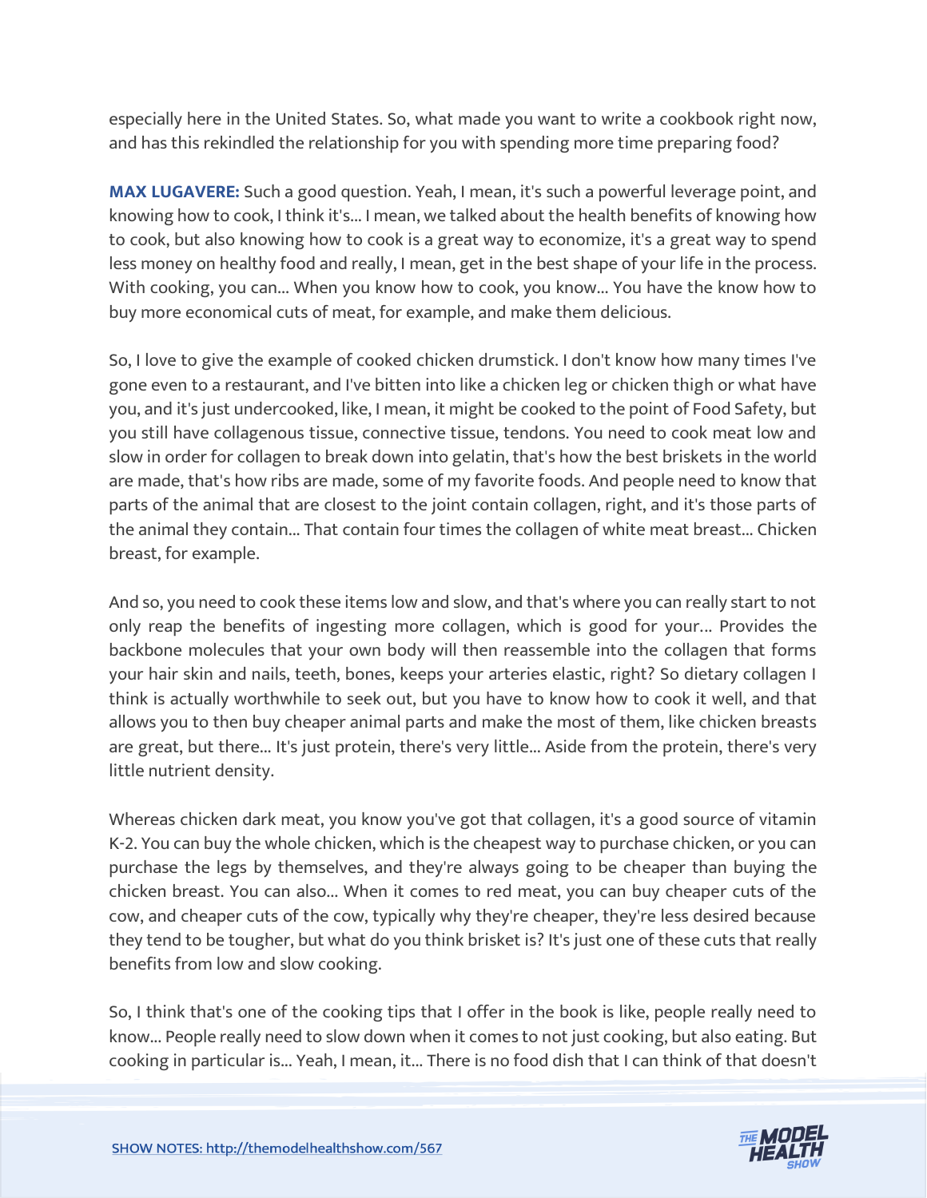especially here in the United States. So, what made you want to write a cookbook right now, and has this rekindled the relationship for you with spending more time preparing food?

**MAX LUGAVERE:** Such a good question. Yeah, I mean, it's such a powerful leverage point, and knowing how to cook, I think it's... I mean, we talked about the health benefits of knowing how to cook, but also knowing how to cook is a great way to economize, it's a great way to spend less money on healthy food and really, I mean, get in the best shape of your life in the process. With cooking, you can... When you know how to cook, you know... You have the know how to buy more economical cuts of meat, for example, and make them delicious.

So, I love to give the example of cooked chicken drumstick. I don't know how many times I've gone even to a restaurant, and I've bitten into like a chicken leg or chicken thigh or what have you, and it's just undercooked, like, I mean, it might be cooked to the point of Food Safety, but you still have collagenous tissue, connective tissue, tendons. You need to cook meat low and slow in order for collagen to break down into gelatin, that's how the best briskets in the world are made, that's how ribs are made, some of my favorite foods. And people need to know that parts of the animal that are closest to the joint contain collagen, right, and it's those parts of the animal they contain... That contain four times the collagen of white meat breast... Chicken breast, for example.

And so, you need to cook these items low and slow, and that's where you can really start to not only reap the benefits of ingesting more collagen, which is good for your... Provides the backbone molecules that your own body will then reassemble into the collagen that forms your hair skin and nails, teeth, bones, keeps your arteries elastic, right? So dietary collagen I think is actually worthwhile to seek out, but you have to know how to cook it well, and that allows you to then buy cheaper animal parts and make the most of them, like chicken breasts are great, but there... It's just protein, there's very little... Aside from the protein, there's very little nutrient density.

Whereas chicken dark meat, you know you've got that collagen, it's a good source of vitamin K-2. You can buy the whole chicken, which is the cheapest way to purchase chicken, or you can purchase the legs by themselves, and they're always going to be cheaper than buying the chicken breast. You can also... When it comes to red meat, you can buy cheaper cuts of the cow, and cheaper cuts of the cow, typically why they're cheaper, they're less desired because they tend to be tougher, but what do you think brisket is? It's just one of these cuts that really benefits from low and slow cooking.

So, I think that's one of the cooking tips that I offer in the book is like, people really need to know... People really need to slow down when it comes to not just cooking, but also eating. But cooking in particular is... Yeah, I mean, it... There is no food dish that I can think of that doesn't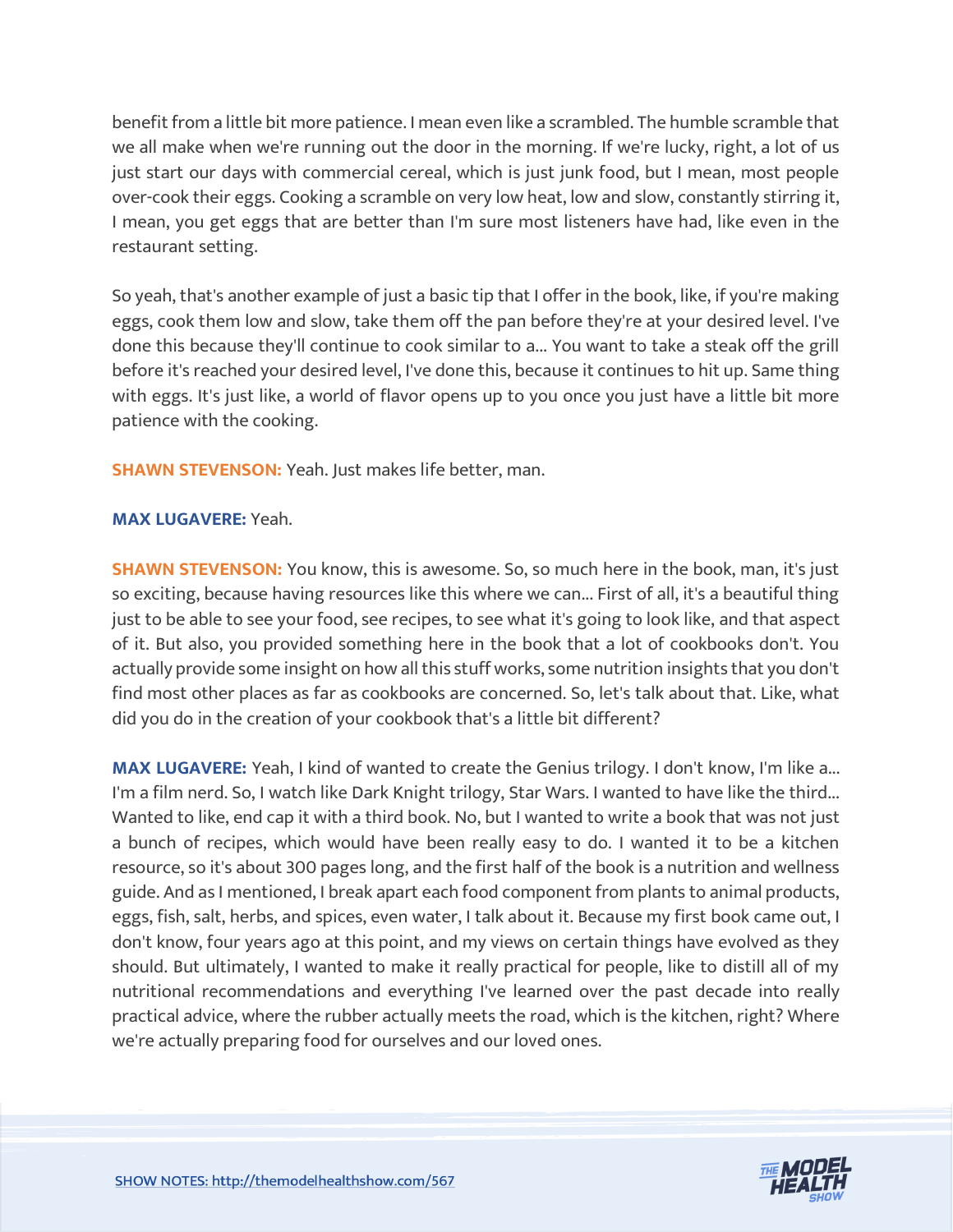benefit from a little bit more patience. I mean even like a scrambled. The humble scramble that we all make when we're running out the door in the morning. If we're lucky, right, a lot of us just start our days with commercial cereal, which is just junk food, but I mean, most people over-cook their eggs. Cooking a scramble on very low heat, low and slow, constantly stirring it, I mean, you get eggs that are better than I'm sure most listeners have had, like even in the restaurant setting.

So yeah, that's another example of just a basic tip that I offer in the book, like, if you're making eggs, cook them low and slow, take them off the pan before they're at your desired level. I've done this because they'll continue to cook similar to a... You want to take a steak off the grill before it's reached your desired level, I've done this, because it continues to hit up. Same thing with eggs. It's just like, a world of flavor opens up to you once you just have a little bit more patience with the cooking.

**SHAWN STEVENSON:** Yeah. Just makes life better, man.

**MAX LUGAVERE:** Yeah.

**SHAWN STEVENSON:** You know, this is awesome. So, so much here in the book, man, it's just so exciting, because having resources like this where we can... First of all, it's a beautiful thing just to be able to see your food, see recipes, to see what it's going to look like, and that aspect of it. But also, you provided something here in the book that a lot of cookbooks don't. You actually provide some insight on how all this stuff works, some nutrition insights that you don't find most other places as far as cookbooks are concerned. So, let's talk about that. Like, what did you do in the creation of your cookbook that's a little bit different?

**MAX LUGAVERE:** Yeah, I kind of wanted to create the Genius trilogy. I don't know, I'm like a... I'm a film nerd. So, I watch like Dark Knight trilogy, Star Wars. I wanted to have like the third... Wanted to like, end cap it with a third book. No, but I wanted to write a book that was not just a bunch of recipes, which would have been really easy to do. I wanted it to be a kitchen resource, so it's about 300 pages long, and the first half of the book is a nutrition and wellness guide. And as I mentioned, I break apart each food component from plants to animal products, eggs, fish, salt, herbs, and spices, even water, I talk about it. Because my first book came out, I don't know, four years ago at this point, and my views on certain things have evolved as they should. But ultimately, I wanted to make it really practical for people, like to distill all of my nutritional recommendations and everything I've learned over the past decade into really practical advice, where the rubber actually meets the road, which is the kitchen, right? Where we're actually preparing food for ourselves and our loved ones.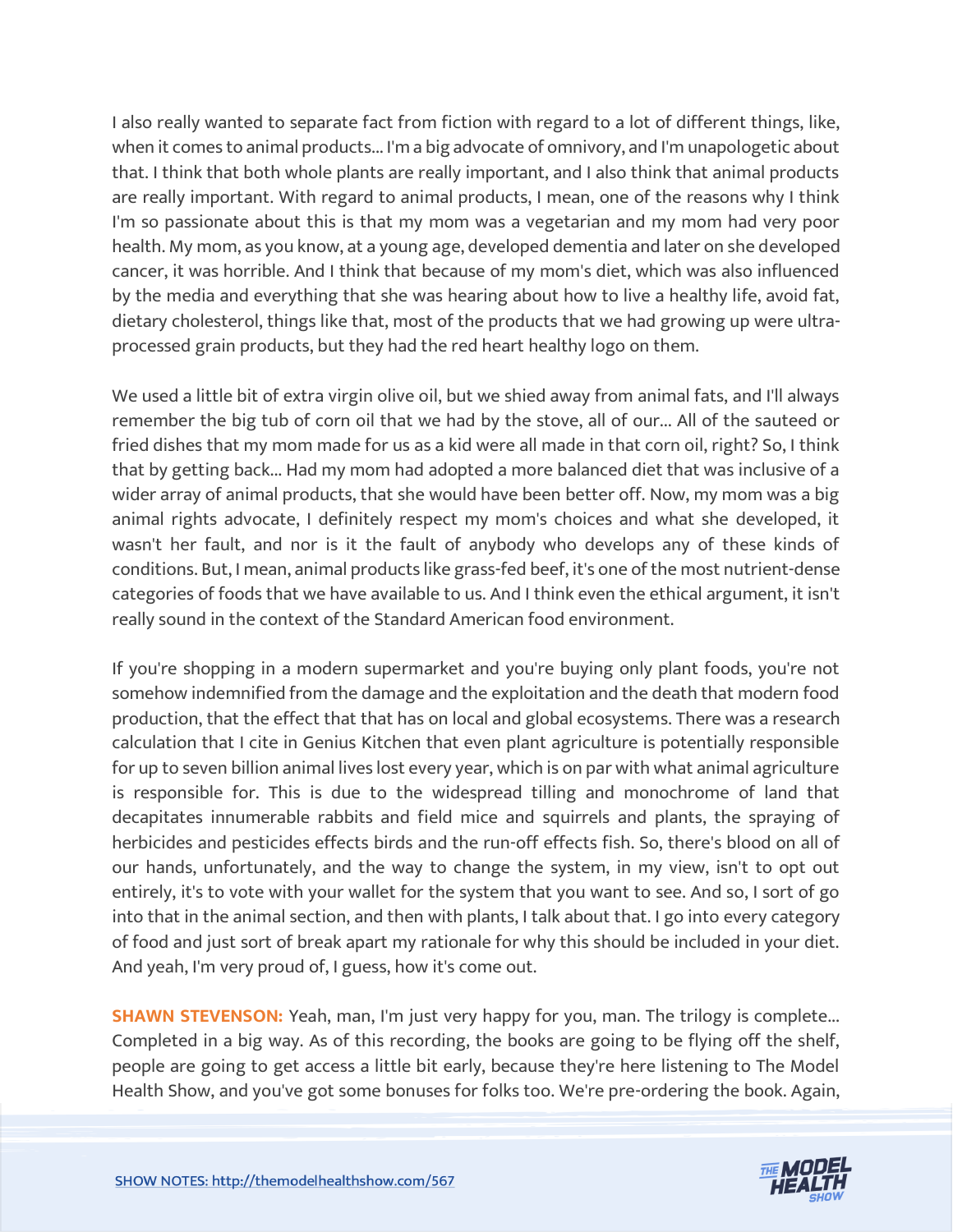I also really wanted to separate fact from fiction with regard to a lot of different things, like, when it comes to animal products... I'm a big advocate of omnivory, and I'm unapologetic about that. I think that both whole plants are really important, and I also think that animal products are really important. With regard to animal products, I mean, one of the reasons why I think I'm so passionate about this is that my mom was a vegetarian and my mom had very poor health. My mom, as you know, at a young age, developed dementia and later on she developed cancer, it was horrible. And I think that because of my mom's diet, which was also influenced by the media and everything that she was hearing about how to live a healthy life, avoid fat, dietary cholesterol, things like that, most of the products that we had growing up were ultra-processed grain products, but they had the red heart healthy logo on them.

We used a little bit of extra virgin olive oil, but we shied away from animal fats, and I'll always remember the big tub of corn oil that we had by the stove, all of our... All of the sauteed or fried dishes that my mom made for us as a kid were all made in that corn oil, right? So, I think that by getting back... Had my mom had adopted a more balanced diet that was inclusive of a wider array of animal products, that she would have been better off. Now, my mom was a big animal rights advocate, I definitely respect my mom's choices and what she developed, it wasn't her fault, and nor is it the fault of anybody who develops any of these kinds of conditions. But, I mean, animal products like grass-fed beef, it's one of the most nutrient-dense categories of foods that we have available to us. And I think even the ethical argument, it isn't really sound in the context of the Standard American food environment.

If you're shopping in a modern supermarket and you're buying only plant foods, you're not somehow indemnified from the damage and the exploitation and the death that modern food production, that the effect that that has on local and global ecosystems. There was a research calculation that I cite in Genius Kitchen that even plant agriculture is potentially responsible for up to seven billion animal lives lost every year, which is on par with what animal agriculture is responsible for. This is due to the widespread tilling and monochrome of land that decapitates innumerable rabbits and field mice and squirrels and plants, the spraying of herbicides and pesticides effects birds and the run-off effects fish. So, there's blood on all of our hands, unfortunately, and the way to change the system, in my view, isn't to opt out entirely, it's to vote with your wallet for the system that you want to see. And so, I sort of go into that in the animal section, and then with plants, I talk about that. I go into every category of food and just sort of break apart my rationale for why this should be included in your diet. And yeah, I'm very proud of, I guess, how it's come out.

**SHAWN STEVENSON:** Yeah, man, I'm just very happy for you, man. The trilogy is complete... Completed in a big way. As of this recording, the books are going to be flying off the shelf, people are going to get access a little bit early, because they're here listening to The Model Health Show, and you've got some bonuses for folks too. We're pre-ordering the book. Again,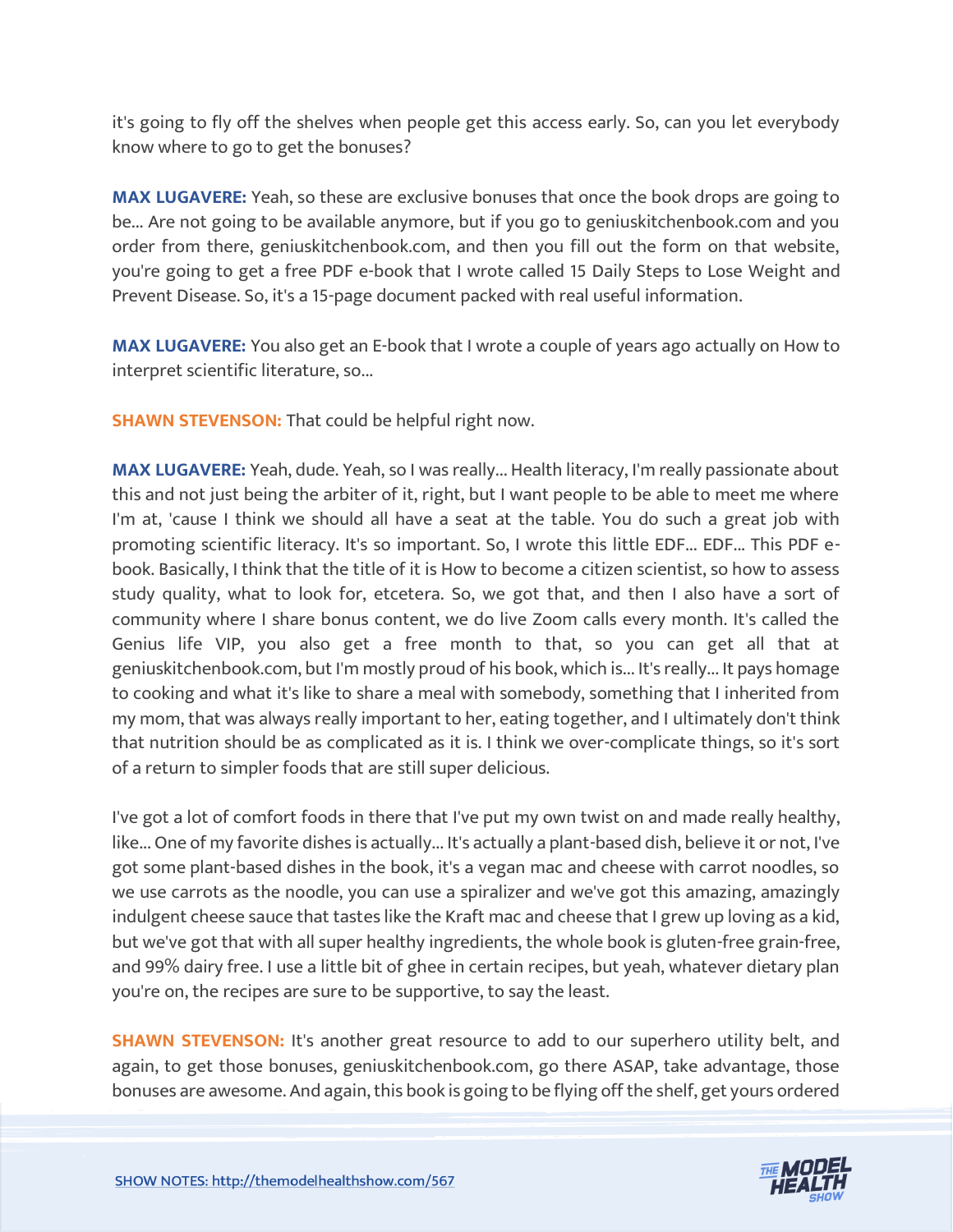it's going to fly off the shelves when people get this access early. So, can you let everybody know where to go to get the bonuses?

**MAX LUGAVERE:** Yeah, so these are exclusive bonuses that once the book drops are going to be... Are not going to be available anymore, but if you go to geniuskitchenbook.com and you order from there, geniuskitchenbook.com, and then you fill out the form on that website, you're going to get a free PDF e-book that I wrote called 15 Daily Steps to Lose Weight and Prevent Disease. So, it's a 15-page document packed with real useful information.

**MAX LUGAVERE:** You also get an E-book that I wrote a couple of years ago actually on How to interpret scientific literature, so...

**SHAWN STEVENSON:** That could be helpful right now.

**MAX LUGAVERE:** Yeah, dude. Yeah, so I was really... Health literacy, I'm really passionate about this and not just being the arbiter of it, right, but I want people to be able to meet me where I'm at, 'cause I think we should all have a seat at the table. You do such a great job with promoting scientific literacy. It's so important. So, I wrote this little EDF... EDF... This PDF e-book. Basically, I think that the title of it is How to become a citizen scientist, so how to assess study quality, what to look for, etcetera. So, we got that, and then I also have a sort of community where I share bonus content, we do live Zoom calls every month. It's called the Genius life VIP, you also get a free month to that, so you can get all that at geniuskitchenbook.com, but I'm mostly proud of his book, which is... It's really... It pays homage to cooking and what it's like to share a meal with somebody, something that I inherited from my mom, that was always really important to her, eating together, and I ultimately don't think that nutrition should be as complicated as it is. I think we over-complicate things, so it's sort of a return to simpler foods that are still super delicious.

I've got a lot of comfort foods in there that I've put my own twist on and made really healthy, like... One of my favorite dishes is actually... It's actually a plant-based dish, believe it or not, I've got some plant-based dishes in the book, it's a vegan mac and cheese with carrot noodles, so we use carrots as the noodle, you can use a spiralizer and we've got this amazing, amazingly indulgent cheese sauce that tastes like the Kraft mac and cheese that I grew up loving as a kid, but we've got that with all super healthy ingredients, the whole book is gluten-free grain-free, and 99% dairy free. I use a little bit of ghee in certain recipes, but yeah, whatever dietary plan you're on, the recipes are sure to be supportive, to say the least.

**SHAWN STEVENSON:** It's another great resource to add to our superhero utility belt, and again, to get those bonuses, geniuskitchenbook.com, go there ASAP, take advantage, those bonuses are awesome. And again, this book is going to be flying off the shelf, get yours ordered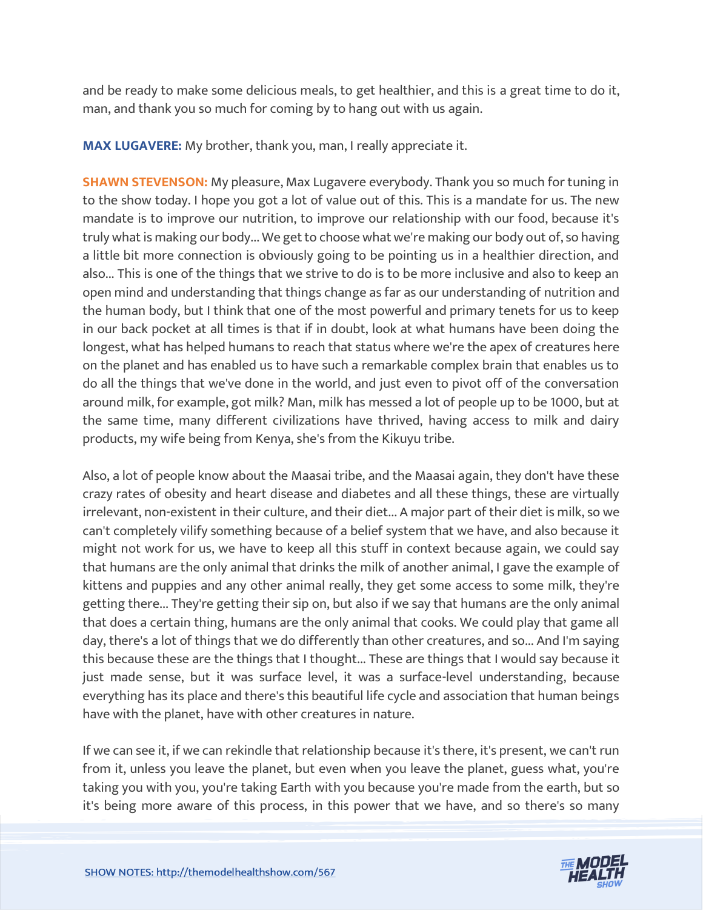and be ready to make some delicious meals, to get healthier, and this is a great time to do it, man, and thank you so much for coming by to hang out with us again.

**MAX LUGAVERE:** My brother, thank you, man, I really appreciate it.

**SHAWN STEVENSON:** My pleasure, Max Lugavere everybody. Thank you so much for tuning in to the show today. I hope you got a lot of value out of this. This is a mandate for us. The new mandate is to improve our nutrition, to improve our relationship with our food, because it's truly what is making our body... We get to choose what we're making our body out of, so having a little bit more connection is obviously going to be pointing us in a healthier direction, and also... This is one of the things that we strive to do is to be more inclusive and also to keep an open mind and understanding that things change as far as our understanding of nutrition and the human body, but I think that one of the most powerful and primary tenets for us to keep in our back pocket at all times is that if in doubt, look at what humans have been doing the longest, what has helped humans to reach that status where we're the apex of creatures here on the planet and has enabled us to have such a remarkable complex brain that enables us to do all the things that we've done in the world, and just even to pivot off of the conversation around milk, for example, got milk? Man, milk has messed a lot of people up to be 1000, but at the same time, many different civilizations have thrived, having access to milk and dairy products, my wife being from Kenya, she's from the Kikuyu tribe.

Also, a lot of people know about the Maasai tribe, and the Maasai again, they don't have these crazy rates of obesity and heart disease and diabetes and all these things, these are virtually irrelevant, non-existent in their culture, and their diet... A major part of their diet is milk, so we can't completely vilify something because of a belief system that we have, and also because it might not work for us, we have to keep all this stuff in context because again, we could say that humans are the only animal that drinks the milk of another animal, I gave the example of kittens and puppies and any other animal really, they get some access to some milk, they're getting there... They're getting their sip on, but also if we say that humans are the only animal that does a certain thing, humans are the only animal that cooks. We could play that game all day, there's a lot of things that we do differently than other creatures, and so... And I'm saying this because these are the things that I thought... These are things that I would say because it just made sense, but it was surface level, it was a surface-level understanding, because everything has its place and there's this beautiful life cycle and association that human beings have with the planet, have with other creatures in nature.

If we can see it, if we can rekindle that relationship because it's there, it's present, we can't run from it, unless you leave the planet, but even when you leave the planet, guess what, you're taking you with you, you're taking Earth with you because you're made from the earth, but so it's being more aware of this process, in this power that we have, and so there's so many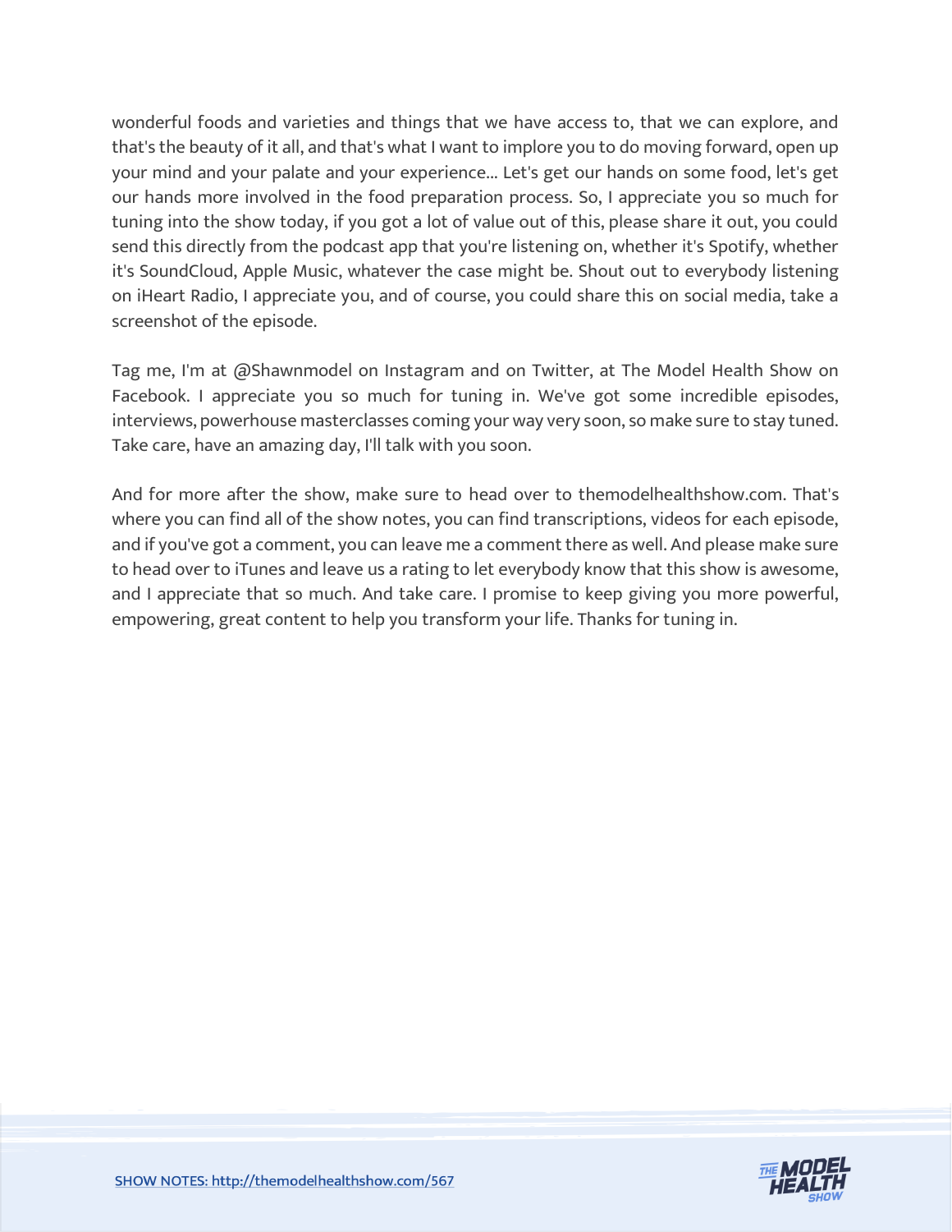wonderful foods and varieties and things that we have access to, that we can explore, and that's the beauty of it all, and that's what I want to implore you to do moving forward, open up your mind and your palate and your experience... Let's get our hands on some food, let's get our hands more involved in the food preparation process. So, I appreciate you so much for tuning into the show today, if you got a lot of value out of this, please share it out, you could send this directly from the podcast app that you're listening on, whether it's Spotify, whether it's SoundCloud, Apple Music, whatever the case might be. Shout out to everybody listening on iHeart Radio, I appreciate you, and of course, you could share this on social media, take a screenshot of the episode.

Tag me, I'm at @Shawnmodel on Instagram and on Twitter, at The Model Health Show on Facebook. I appreciate you so much for tuning in. We've got some incredible episodes, interviews, powerhouse masterclasses coming your way very soon, so make sure to stay tuned. Take care, have an amazing day, I'll talk with you soon.

And for more after the show, make sure to head over to themodelhealthshow.com. That's where you can find all of the show notes, you can find transcriptions, videos for each episode, and if you've got a comment, you can leave me a comment there as well. And please make sure to head over to iTunes and leave us a rating to let everybody know that this show is awesome, and I appreciate that so much. And take care. I promise to keep giving you more powerful, empowering, great content to help you transform your life. Thanks for tuning in.